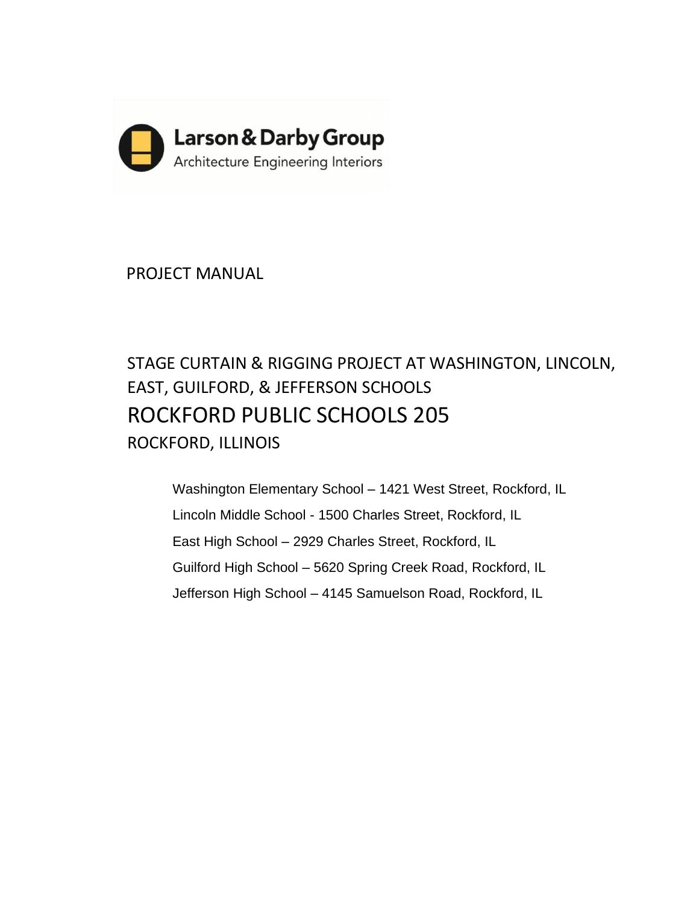Larson & Darby Group

Architecture Engineering Interiors

PROJECT MANUAL

# STAGE CURTAIN & RIGGING PROJECT AT WASHINGTON, LINCOLN, EAST, GUILFORD, & JEFFERSON SCHOOLS

# ROCKFORD PUBLIC SCHOOLS 205

## ROCKFORD, ILLINOIS

Washington Elementary School – 1421 West Street, Rockford, IL

Lincoln Middle School - 1500 Charles Street, Rockford, IL

East High School – 2929 Charles Street, Rockford, IL

Guilford High School – 5620 Spring Creek Road, Rockford, IL

Jefferson High School – 4145 Samuelson Road, Rockford, IL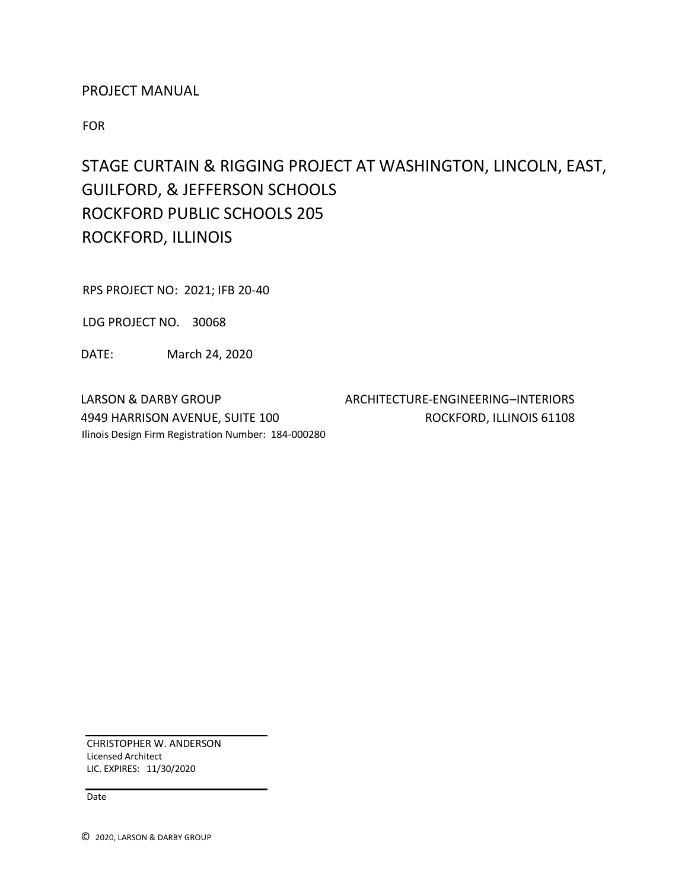PROJECT MANUAL

FOR

# STAGE CURTAIN & RIGGING PROJECT AT WASHINGTON, LINCOLN, EAST, GUILFORD, & JEFFERSON SCHOOLS ROCKFORD PUBLIC SCHOOLS 205 ROCKFORD, ILLINOIS

RPS PROJECT NO: 2021; IFB 20-40

LDG PROJECT NO. 30068

DATE: March 24, 2020

LARSON & DARBY GROUP
4949 HARRISON AVENUE, SUITE 100
Ilinois Design Firm Registration Number: 184-000280

ARCHITECTURE-ENGINEERING–INTERIORS
ROCKFORD, ILLINOIS 61108

CHRISTOPHER W. ANDERSON
Licensed Architect
LIC. EXPIRES: 11/30/2020

Date

© 2020, LARSON & DARBY GROUP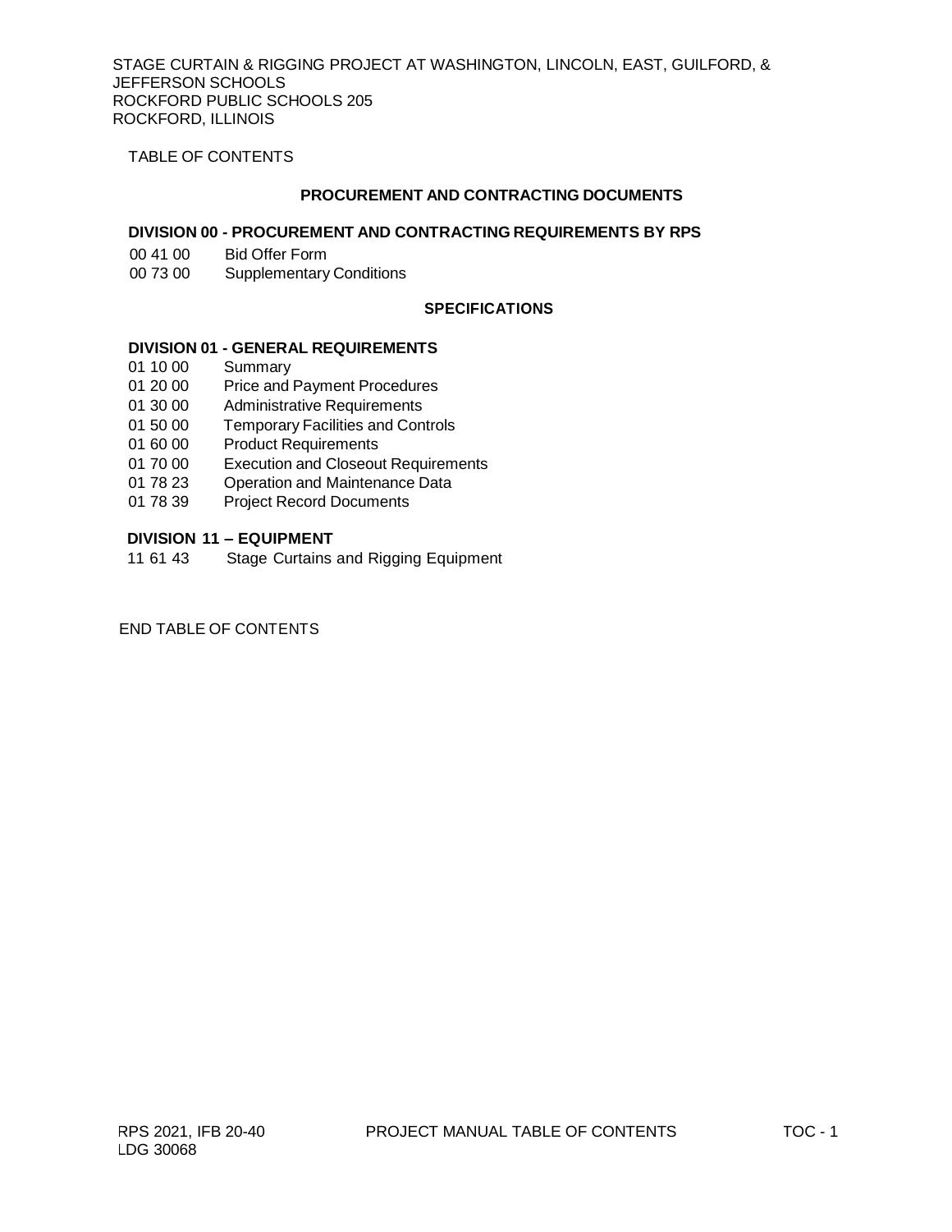TABLE OF CONTENTS

## PROCUREMENT AND CONTRACTING DOCUMENTS

### DIVISION 00 - PROCUREMENT AND CONTRACTING REQUIREMENTS BY RPS

00 41 00 Bid Offer Form
00 73 00 Supplementary Conditions

## SPECIFICATIONS

### DIVISION 01 - GENERAL REQUIREMENTS

01 10 00 Summary
01 20 00 Price and Payment Procedures
01 30 00 Administrative Requirements
01 50 00 Temporary Facilities and Controls
01 60 00 Product Requirements
01 70 00 Execution and Closeout Requirements
01 78 23 Operation and Maintenance Data
01 78 39 Project Record Documents

### DIVISION 11 – EQUIPMENT

11 61 43 Stage Curtains and Rigging Equipment

END TABLE OF CONTENTS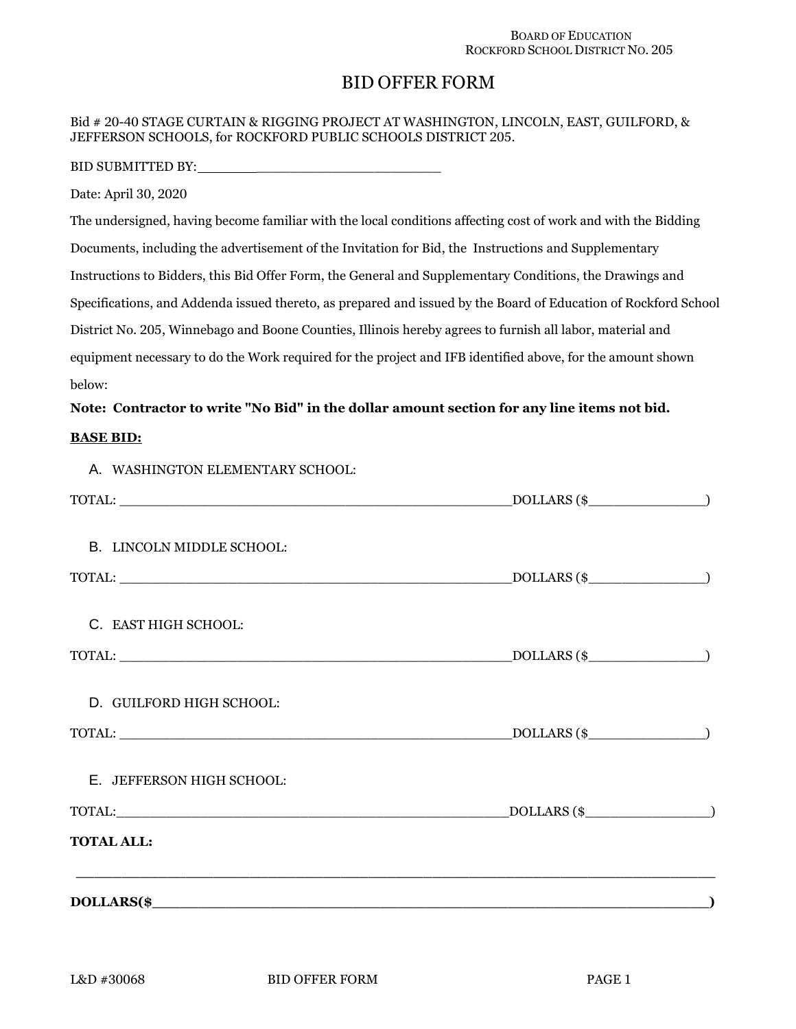BOARD OF EDUCATION
ROCKFORD SCHOOL DISTRICT NO. 205

# BID OFFER FORM

Bid # 20-40 STAGE CURTAIN & RIGGING PROJECT AT WASHINGTON, LINCOLN, EAST, GUILFORD, & JEFFERSON SCHOOLS, for ROCKFORD PUBLIC SCHOOLS DISTRICT 205.

BID SUBMITTED BY:________________________________

Date: April 30, 2020

The undersigned, having become familiar with the local conditions affecting cost of work and with the Bidding Documents, including the advertisement of the Invitation for Bid, the Instructions and Supplementary Instructions to Bidders, this Bid Offer Form, the General and Supplementary Conditions, the Drawings and Specifications, and Addenda issued thereto, as prepared and issued by the Board of Education of Rockford School District No. 205, Winnebago and Boone Counties, Illinois hereby agrees to furnish all labor, material and equipment necessary to do the Work required for the project and IFB identified above, for the amount shown below:

**Note: Contractor to write "No Bid" in the dollar amount section for any line items not bid.**

**BASE BID:**

A. WASHINGTON ELEMENTARY SCHOOL:

TOTAL: ____________________________________________________DOLLARS ($________________)

B. LINCOLN MIDDLE SCHOOL:

TOTAL: ____________________________________________________DOLLARS ($________________)

C. EAST HIGH SCHOOL:

TOTAL: ____________________________________________________DOLLARS ($________________)

D. GUILFORD HIGH SCHOOL:

TOTAL: ____________________________________________________DOLLARS ($________________)

E. JEFFERSON HIGH SCHOOL:

TOTAL:____________________________________________________DOLLARS ($________________)

**TOTAL ALL:**

_________________________________________________________________________________

**DOLLARS($__________________________________________________________________________)**

L&D #30068 BID OFFER FORM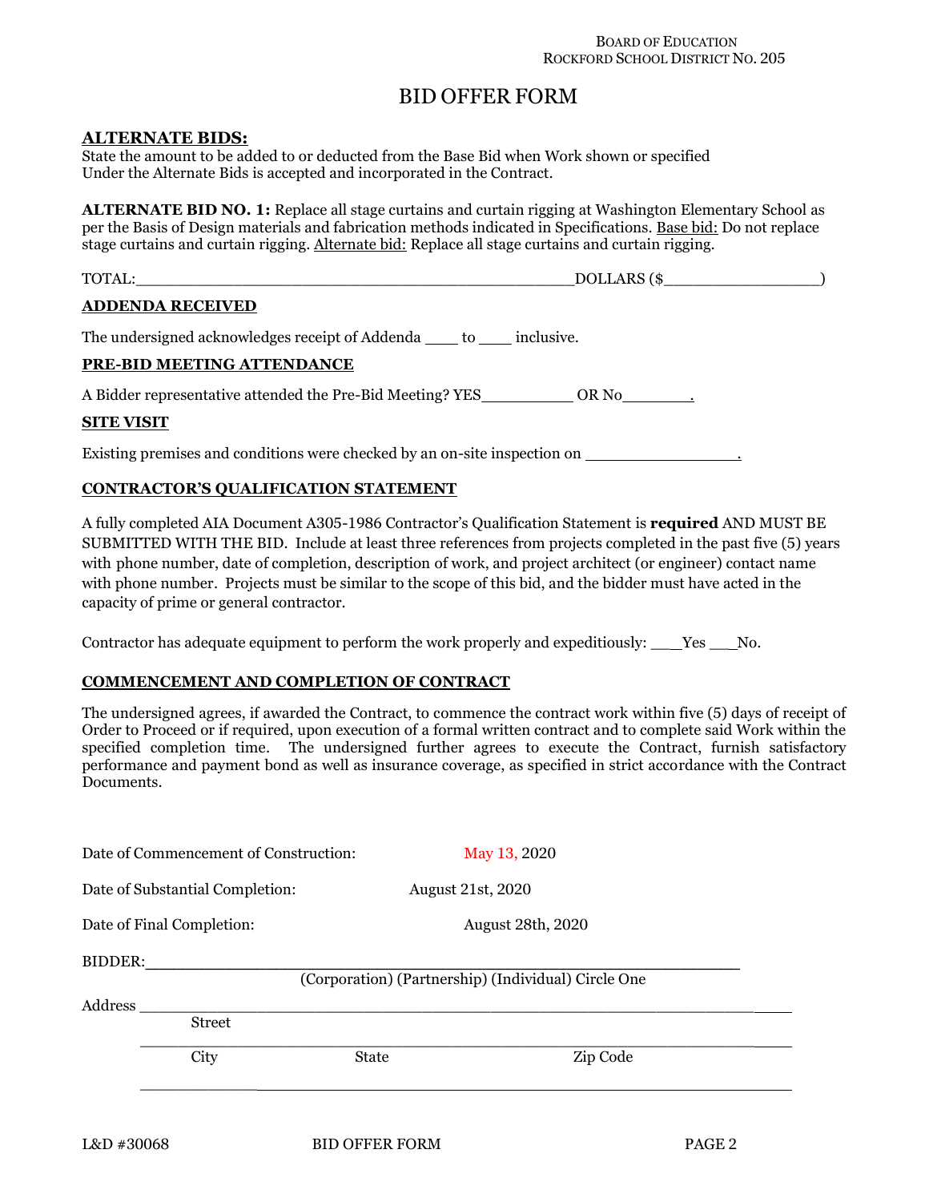BOARD OF EDUCATION
ROCKFORD SCHOOL DISTRICT NO. 205

# BID OFFER FORM

**ALTERNATE BIDS:**

State the amount to be added to or deducted from the Base Bid when Work shown or specified Under the Alternate Bids is accepted and incorporated in the Contract.

**ALTERNATE BID NO. 1:** Replace all stage curtains and curtain rigging at Washington Elementary School as per the Basis of Design materials and fabrication methods indicated in Specifications. Base bid: Do not replace stage curtains and curtain rigging. Alternate bid: Replace all stage curtains and curtain rigging.

TOTAL:_______________________________________________DOLLARS ($________________)

**ADDENDA RECEIVED**

The undersigned acknowledges receipt of Addenda ____ to ____ inclusive.

**PRE-BID MEETING ATTENDANCE**

A Bidder representative attended the Pre-Bid Meeting? YES__________ OR No________.

**SITE VISIT**

Existing premises and conditions were checked by an on-site inspection on ________________.

**CONTRACTOR'S QUALIFICATION STATEMENT**

A fully completed AIA Document A305-1986 Contractor's Qualification Statement is **required** AND MUST BE SUBMITTED WITH THE BID. Include at least three references from projects completed in the past five (5) years with phone number, date of completion, description of work, and project architect (or engineer) contact name with phone number. Projects must be similar to the scope of this bid, and the bidder must have acted in the capacity of prime or general contractor.

Contractor has adequate equipment to perform the work properly and expeditiously: ___Yes ___No.

**COMMENCEMENT AND COMPLETION OF CONTRACT**

The undersigned agrees, if awarded the Contract, to commence the contract work within five (5) days of receipt of Order to Proceed or if required, upon execution of a formal written contract and to complete said Work within the specified completion time. The undersigned further agrees to execute the Contract, furnish satisfactory performance and payment bond as well as insurance coverage, as specified in strict accordance with the Contract Documents.

Date of Commencement of Construction: May 13, 2020

Date of Substantial Completion: August 21st, 2020

Date of Final Completion: August 28th, 2020

BIDDER:_________________________________________________________
(Corporation) (Partnership) (Individual) Circle One

Address ____________________________________________________________
Street

____________________________________________________________
City State Zip Code

____________________________________________________________

L&D #30068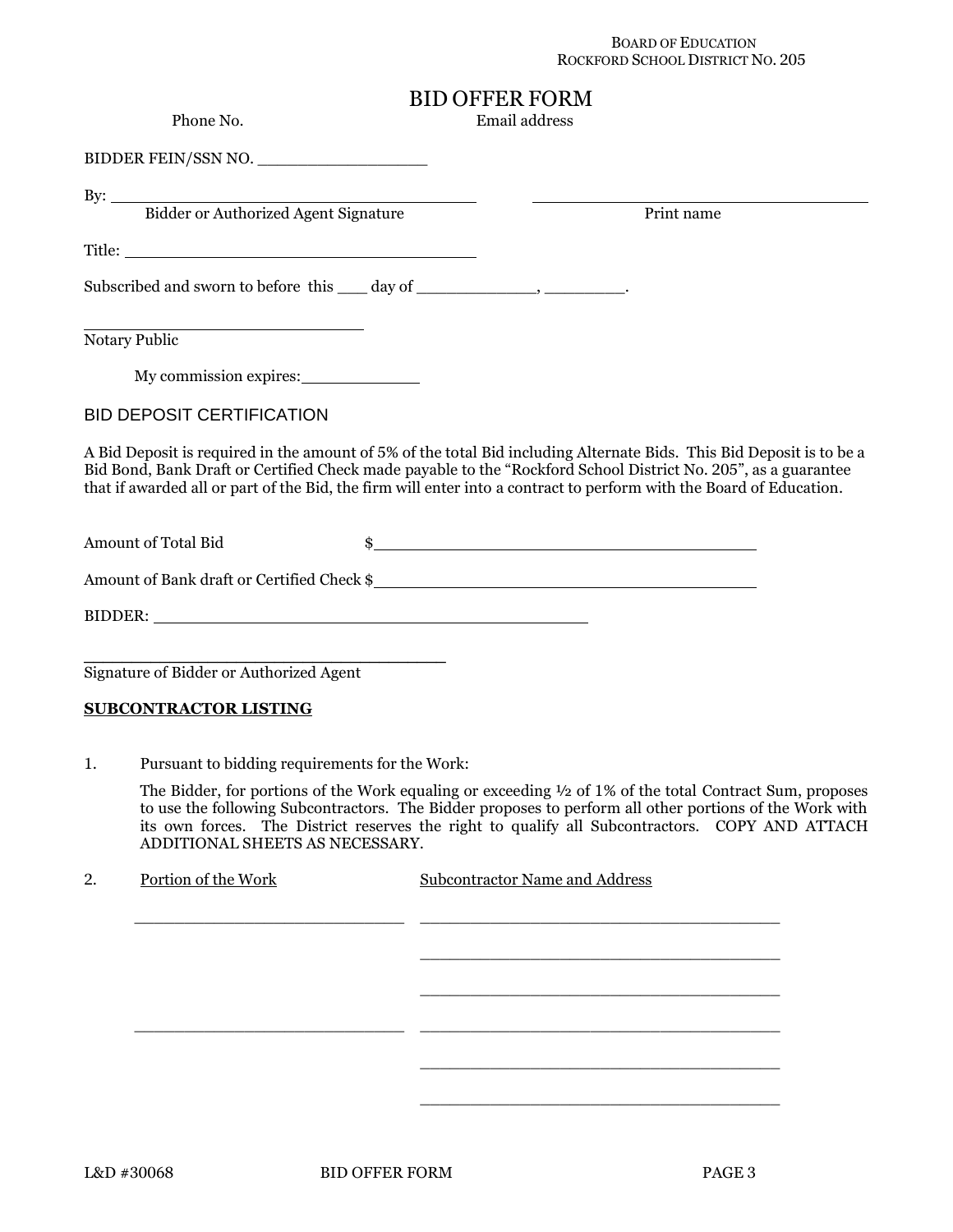BOARD OF EDUCATION
ROCKFORD SCHOOL DISTRICT NO. 205

# BID OFFER FORM

Phone No. Email address

BIDDER FEIN/SSN NO. ________________

By: ________________________________________ ________________________________________
Bidder or Authorized Agent Signature Print name

Title: ________________________________________

Subscribed and sworn to before this ___ day of ____________, ________.

________________________________
Notary Public

My commission expires:____________

## BID DEPOSIT CERTIFICATION

A Bid Deposit is required in the amount of 5% of the total Bid including Alternate Bids. This Bid Deposit is to be a Bid Bond, Bank Draft or Certified Check made payable to the "Rockford School District No. 205", as a guarantee that if awarded all or part of the Bid, the firm will enter into a contract to perform with the Board of Education.

Amount of Total Bid $________________________________________

Amount of Bank draft or Certified Check $________________________________________

BIDDER: ________________________________________________

________________________________________
Signature of Bidder or Authorized Agent

**SUBCONTRACTOR LISTING**

1. Pursuant to bidding requirements for the Work:

   The Bidder, for portions of the Work equaling or exceeding ½ of 1% of the total Contract Sum, proposes to use the following Subcontractors. The Bidder proposes to perform all other portions of the Work with its own forces. The District reserves the right to qualify all Subcontractors. COPY AND ATTACH ADDITIONAL SHEETS AS NECESSARY.

2. Portion of the Work Subcontractor Name and Address

| Portion of the Work | Subcontractor Name and Address |
|---|---|
| ____________________________ | ________________________________________ |
| | ________________________________________ |
| | ________________________________________ |
| ____________________________ | ________________________________________ |
| | ________________________________________ |
| | ________________________________________ |

L&D #30068 BID OFFER FORM PAGE 3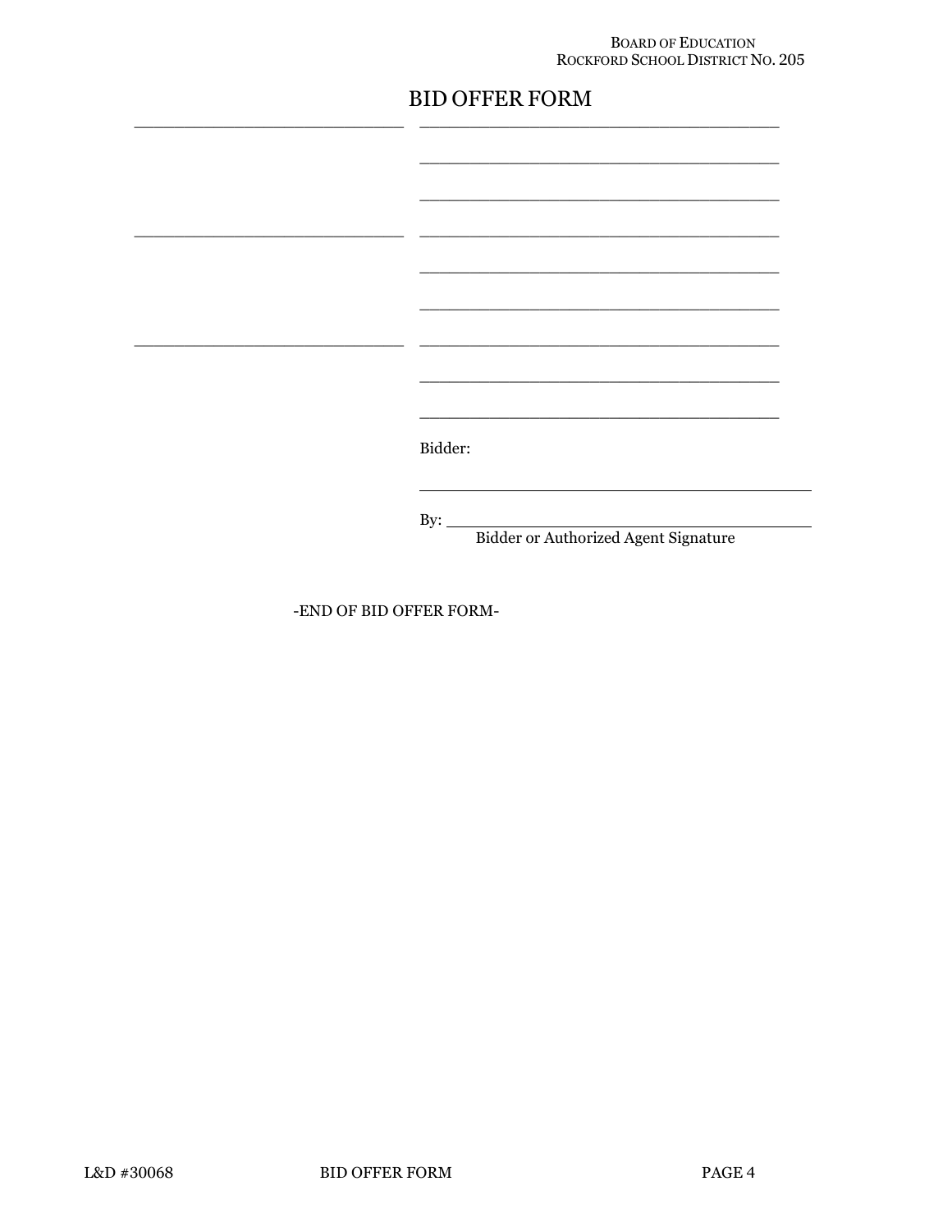# BID OFFER FORM

_____________________________ _______________________________________

_______________________________________

_______________________________________

_____________________________ _______________________________________

_______________________________________

_______________________________________

_____________________________ _______________________________________

_______________________________________

_______________________________________

Bidder:

_______________________________________

By: _______________________________________
Bidder or Authorized Agent Signature

-END OF BID OFFER FORM-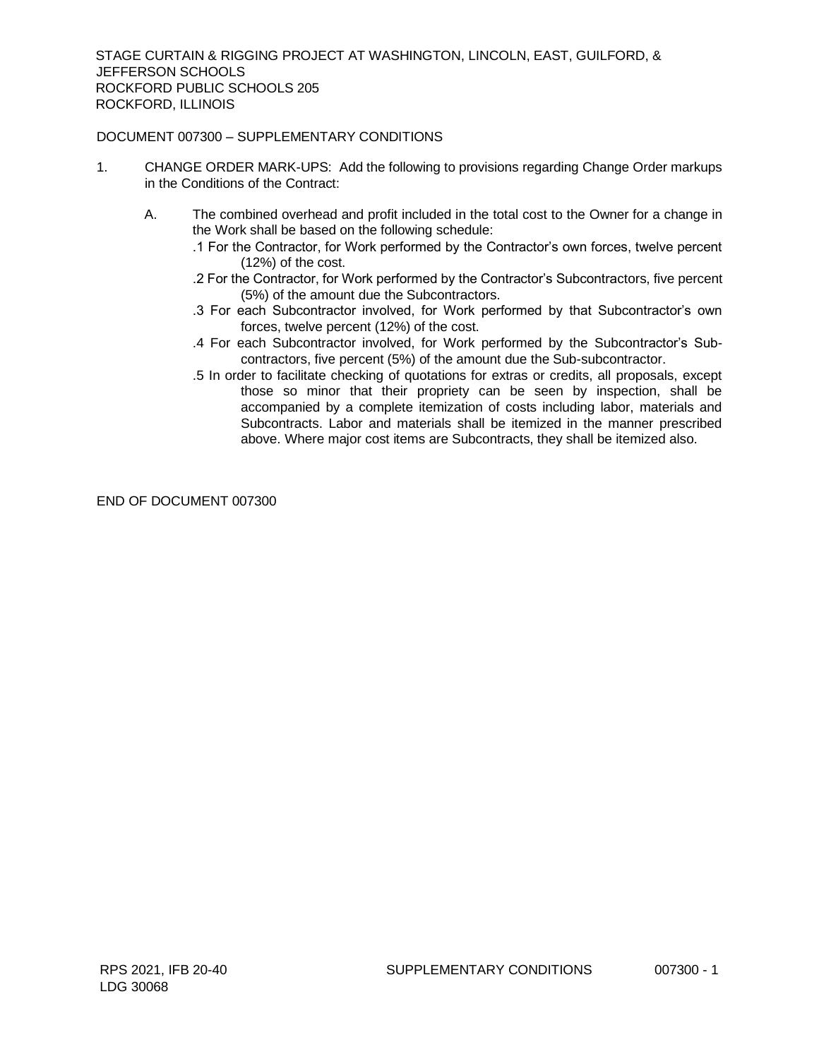# DOCUMENT 007300 – SUPPLEMENTARY CONDITIONS

1. CHANGE ORDER MARK-UPS: Add the following to provisions regarding Change Order markups in the Conditions of the Contract:

   A. The combined overhead and profit included in the total cost to the Owner for a change in the Work shall be based on the following schedule:

      .1 For the Contractor, for Work performed by the Contractor's own forces, twelve percent (12%) of the cost.

      .2 For the Contractor, for Work performed by the Contractor's Subcontractors, five percent (5%) of the amount due the Subcontractors.

      .3 For each Subcontractor involved, for Work performed by that Subcontractor's own forces, twelve percent (12%) of the cost.

      .4 For each Subcontractor involved, for Work performed by the Subcontractor's Sub-contractors, five percent (5%) of the amount due the Sub-subcontractor.

      .5 In order to facilitate checking of quotations for extras or credits, all proposals, except those so minor that their propriety can be seen by inspection, shall be accompanied by a complete itemization of costs including labor, materials and Subcontracts. Labor and materials shall be itemized in the manner prescribed above. Where major cost items are Subcontracts, they shall be itemized also.

END OF DOCUMENT 007300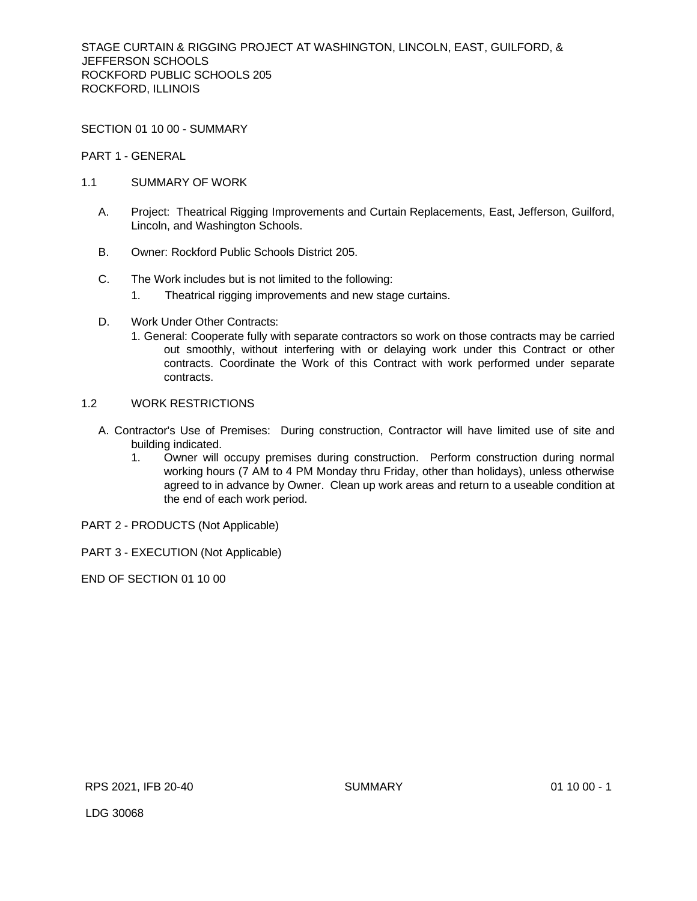SECTION 01 10 00 - SUMMARY

PART 1 - GENERAL

1.1 SUMMARY OF WORK

A. Project: Theatrical Rigging Improvements and Curtain Replacements, East, Jefferson, Guilford, Lincoln, and Washington Schools.

B. Owner: Rockford Public Schools District 205.

C. The Work includes but is not limited to the following:
   1. Theatrical rigging improvements and new stage curtains.

D. Work Under Other Contracts:
   1. General: Cooperate fully with separate contractors so work on those contracts may be carried out smoothly, without interfering with or delaying work under this Contract or other contracts. Coordinate the Work of this Contract with work performed under separate contracts.

1.2 WORK RESTRICTIONS

A. Contractor's Use of Premises: During construction, Contractor will have limited use of site and building indicated.
   1. Owner will occupy premises during construction. Perform construction during normal working hours (7 AM to 4 PM Monday thru Friday, other than holidays), unless otherwise agreed to in advance by Owner. Clean up work areas and return to a useable condition at the end of each work period.

PART 2 - PRODUCTS (Not Applicable)

PART 3 - EXECUTION (Not Applicable)

END OF SECTION 01 10 00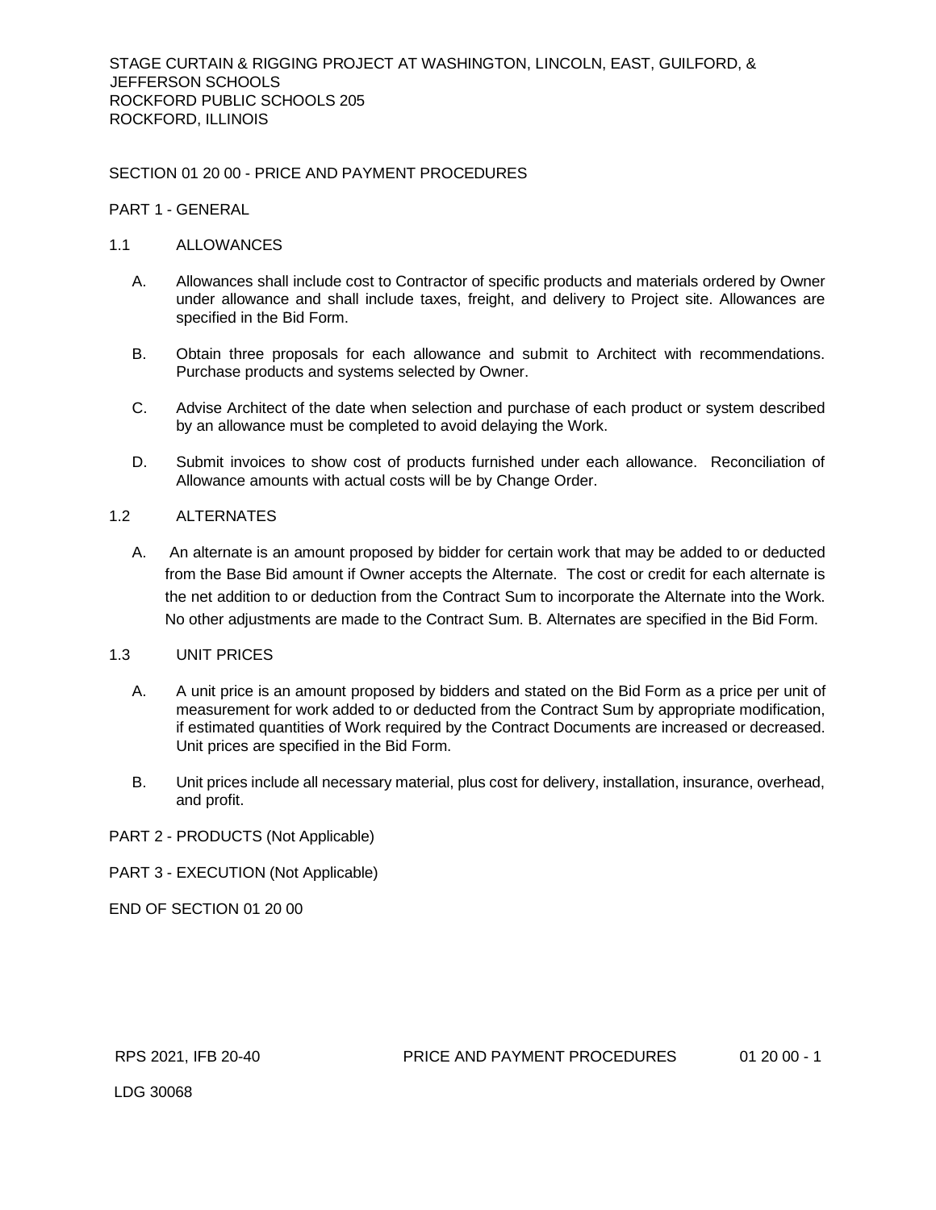## SECTION 01 20 00 - PRICE AND PAYMENT PROCEDURES

### PART 1 - GENERAL

#### 1.1 ALLOWANCES

A. Allowances shall include cost to Contractor of specific products and materials ordered by Owner under allowance and shall include taxes, freight, and delivery to Project site. Allowances are specified in the Bid Form.

B. Obtain three proposals for each allowance and submit to Architect with recommendations. Purchase products and systems selected by Owner.

C. Advise Architect of the date when selection and purchase of each product or system described by an allowance must be completed to avoid delaying the Work.

D. Submit invoices to show cost of products furnished under each allowance. Reconciliation of Allowance amounts with actual costs will be by Change Order.

#### 1.2 ALTERNATES

A. An alternate is an amount proposed by bidder for certain work that may be added to or deducted from the Base Bid amount if Owner accepts the Alternate. The cost or credit for each alternate is the net addition to or deduction from the Contract Sum to incorporate the Alternate into the Work. No other adjustments are made to the Contract Sum. B. Alternates are specified in the Bid Form.

#### 1.3 UNIT PRICES

A. A unit price is an amount proposed by bidders and stated on the Bid Form as a price per unit of measurement for work added to or deducted from the Contract Sum by appropriate modification, if estimated quantities of Work required by the Contract Documents are increased or decreased. Unit prices are specified in the Bid Form.

B. Unit prices include all necessary material, plus cost for delivery, installation, insurance, overhead, and profit.

### PART 2 - PRODUCTS (Not Applicable)

### PART 3 - EXECUTION (Not Applicable)

END OF SECTION 01 20 00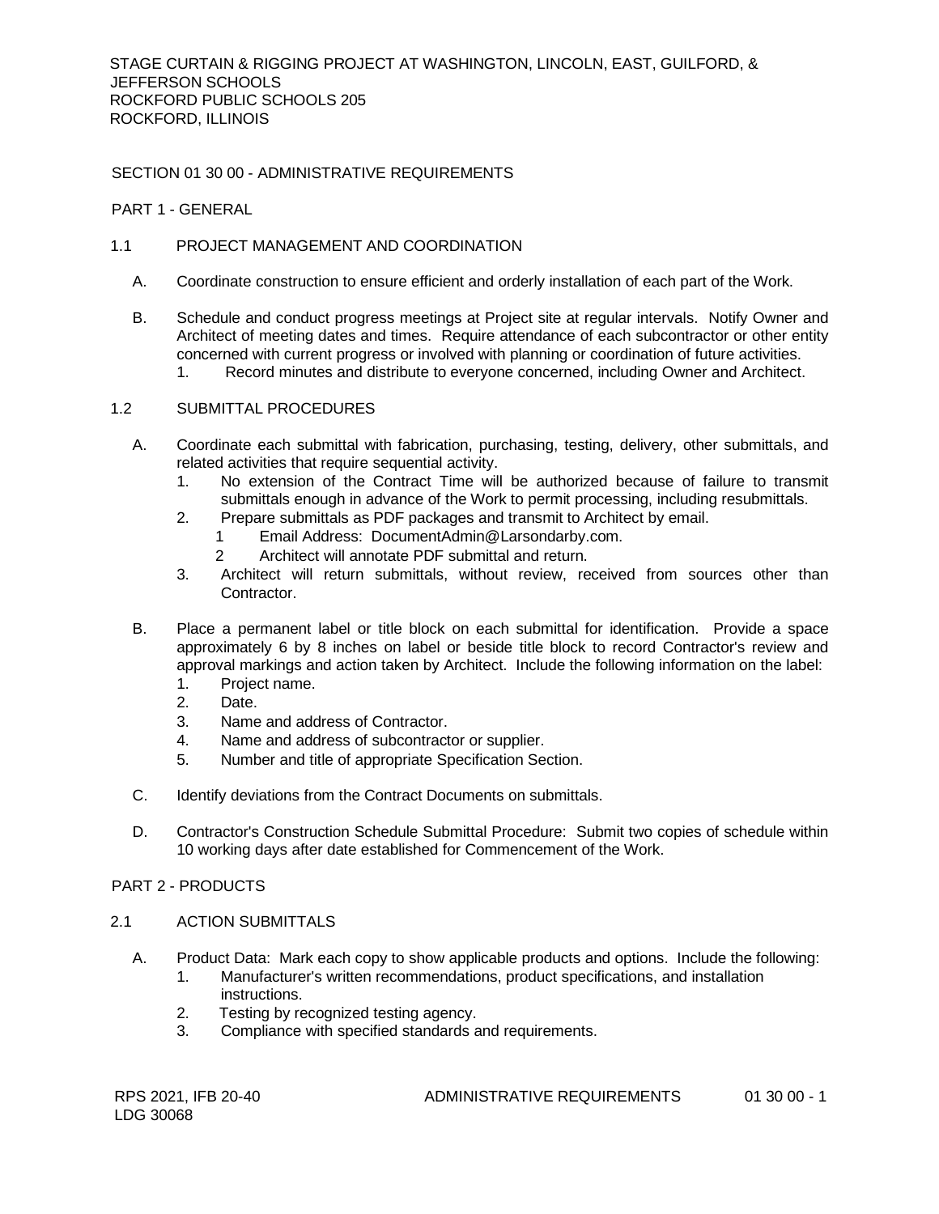SECTION 01 30 00 - ADMINISTRATIVE REQUIREMENTS

PART 1 - GENERAL

1.1 PROJECT MANAGEMENT AND COORDINATION

A. Coordinate construction to ensure efficient and orderly installation of each part of the Work.

B. Schedule and conduct progress meetings at Project site at regular intervals. Notify Owner and Architect of meeting dates and times. Require attendance of each subcontractor or other entity concerned with current progress or involved with planning or coordination of future activities.
   1. Record minutes and distribute to everyone concerned, including Owner and Architect.

1.2 SUBMITTAL PROCEDURES

A. Coordinate each submittal with fabrication, purchasing, testing, delivery, other submittals, and related activities that require sequential activity.
   1. No extension of the Contract Time will be authorized because of failure to transmit submittals enough in advance of the Work to permit processing, including resubmittals.
   2. Prepare submittals as PDF packages and transmit to Architect by email.
      1 Email Address: DocumentAdmin@Larsondarby.com.
      2 Architect will annotate PDF submittal and return.
   3. Architect will return submittals, without review, received from sources other than Contractor.

B. Place a permanent label or title block on each submittal for identification. Provide a space approximately 6 by 8 inches on label or beside title block to record Contractor's review and approval markings and action taken by Architect. Include the following information on the label:
   1. Project name.
   2. Date.
   3. Name and address of Contractor.
   4. Name and address of subcontractor or supplier.
   5. Number and title of appropriate Specification Section.

C. Identify deviations from the Contract Documents on submittals.

D. Contractor's Construction Schedule Submittal Procedure: Submit two copies of schedule within 10 working days after date established for Commencement of the Work.

PART 2 - PRODUCTS

2.1 ACTION SUBMITTALS

A. Product Data: Mark each copy to show applicable products and options. Include the following:
   1. Manufacturer's written recommendations, product specifications, and installation instructions.
   2. Testing by recognized testing agency.
   3. Compliance with specified standards and requirements.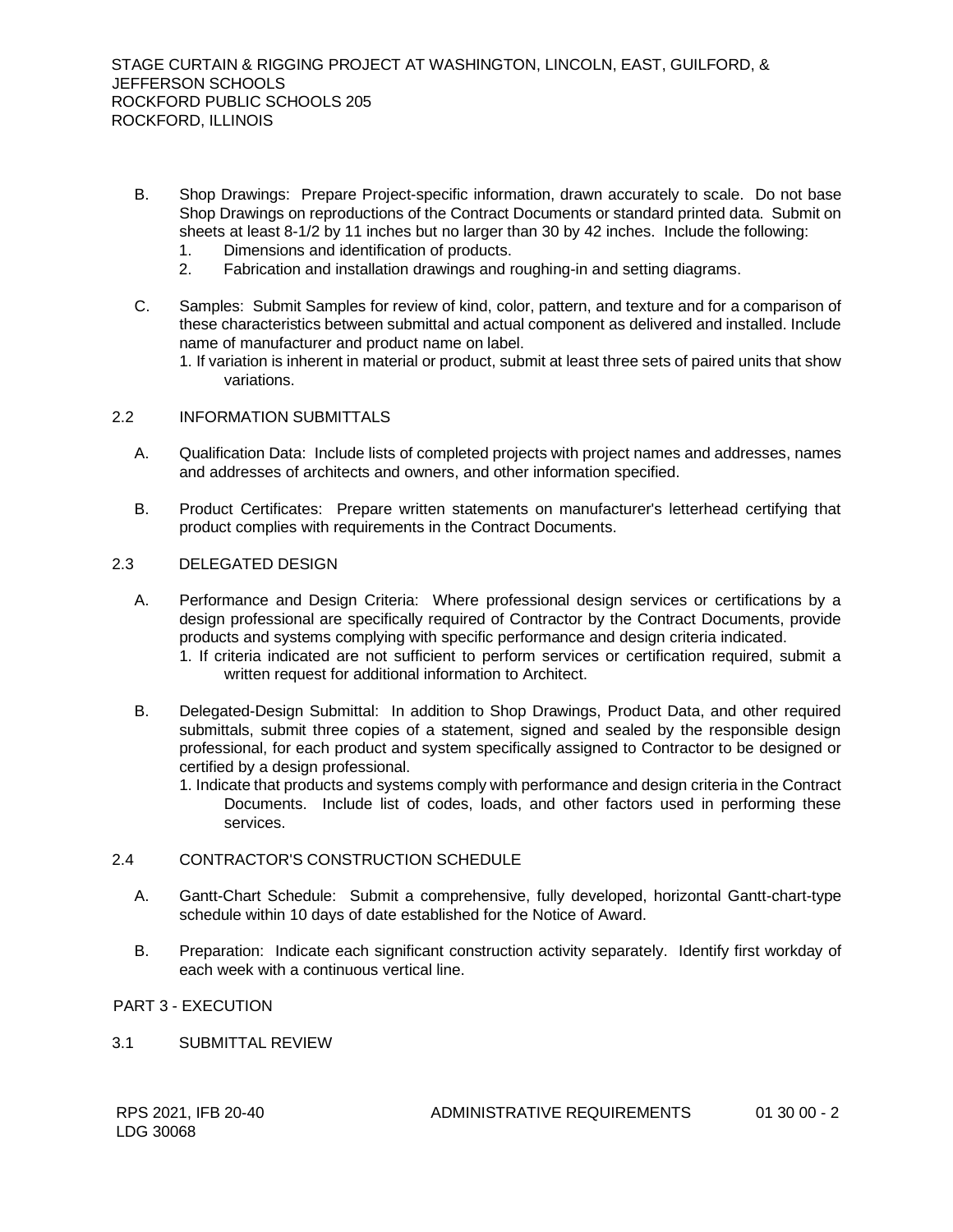B. Shop Drawings: Prepare Project-specific information, drawn accurately to scale. Do not base Shop Drawings on reproductions of the Contract Documents or standard printed data. Submit on sheets at least 8-1/2 by 11 inches but no larger than 30 by 42 inches. Include the following:
   1. Dimensions and identification of products.
   2. Fabrication and installation drawings and roughing-in and setting diagrams.

C. Samples: Submit Samples for review of kind, color, pattern, and texture and for a comparison of these characteristics between submittal and actual component as delivered and installed. Include name of manufacturer and product name on label.
   1. If variation is inherent in material or product, submit at least three sets of paired units that show variations.

## 2.2 INFORMATION SUBMITTALS

A. Qualification Data: Include lists of completed projects with project names and addresses, names and addresses of architects and owners, and other information specified.

B. Product Certificates: Prepare written statements on manufacturer's letterhead certifying that product complies with requirements in the Contract Documents.

## 2.3 DELEGATED DESIGN

A. Performance and Design Criteria: Where professional design services or certifications by a design professional are specifically required of Contractor by the Contract Documents, provide products and systems complying with specific performance and design criteria indicated.
   1. If criteria indicated are not sufficient to perform services or certification required, submit a written request for additional information to Architect.

B. Delegated-Design Submittal: In addition to Shop Drawings, Product Data, and other required submittals, submit three copies of a statement, signed and sealed by the responsible design professional, for each product and system specifically assigned to Contractor to be designed or certified by a design professional.
   1. Indicate that products and systems comply with performance and design criteria in the Contract Documents. Include list of codes, loads, and other factors used in performing these services.

## 2.4 CONTRACTOR'S CONSTRUCTION SCHEDULE

A. Gantt-Chart Schedule: Submit a comprehensive, fully developed, horizontal Gantt-chart-type schedule within 10 days of date established for the Notice of Award.

B. Preparation: Indicate each significant construction activity separately. Identify first workday of each week with a continuous vertical line.

# PART 3 - EXECUTION

## 3.1 SUBMITTAL REVIEW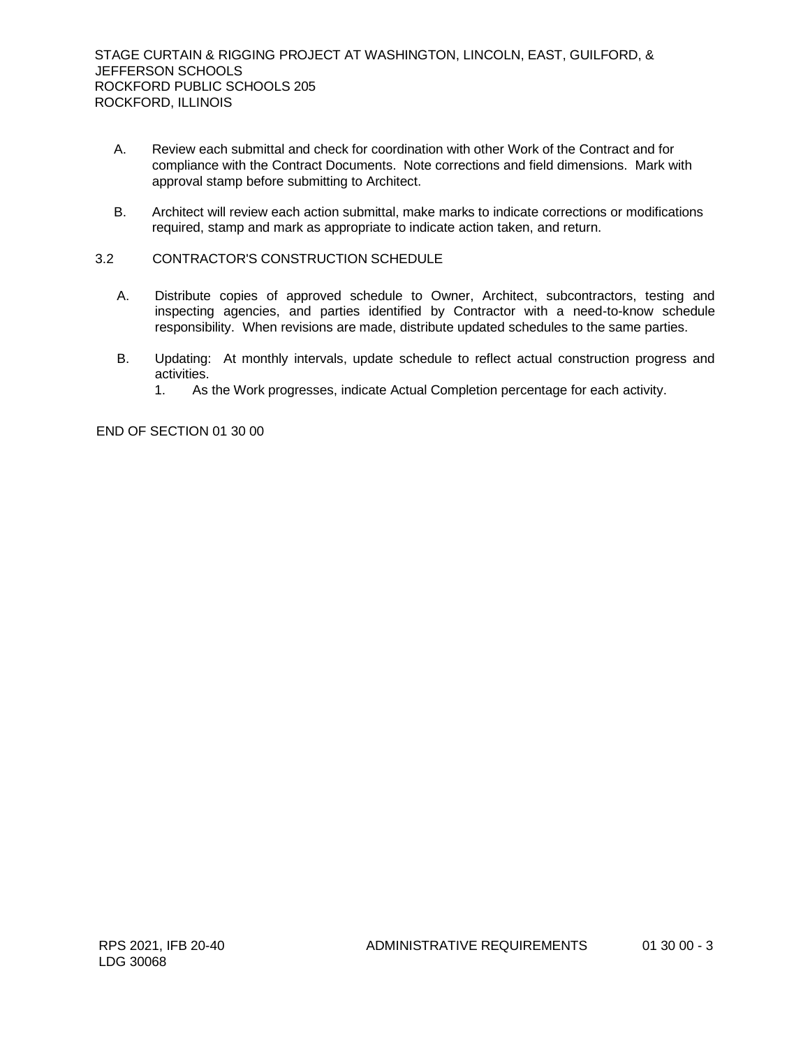A. Review each submittal and check for coordination with other Work of the Contract and for compliance with the Contract Documents. Note corrections and field dimensions. Mark with approval stamp before submitting to Architect.

B. Architect will review each action submittal, make marks to indicate corrections or modifications required, stamp and mark as appropriate to indicate action taken, and return.

## 3.2 CONTRACTOR'S CONSTRUCTION SCHEDULE

A. Distribute copies of approved schedule to Owner, Architect, subcontractors, testing and inspecting agencies, and parties identified by Contractor with a need-to-know schedule responsibility. When revisions are made, distribute updated schedules to the same parties.

B. Updating: At monthly intervals, update schedule to reflect actual construction progress and activities.
   1. As the Work progresses, indicate Actual Completion percentage for each activity.

END OF SECTION 01 30 00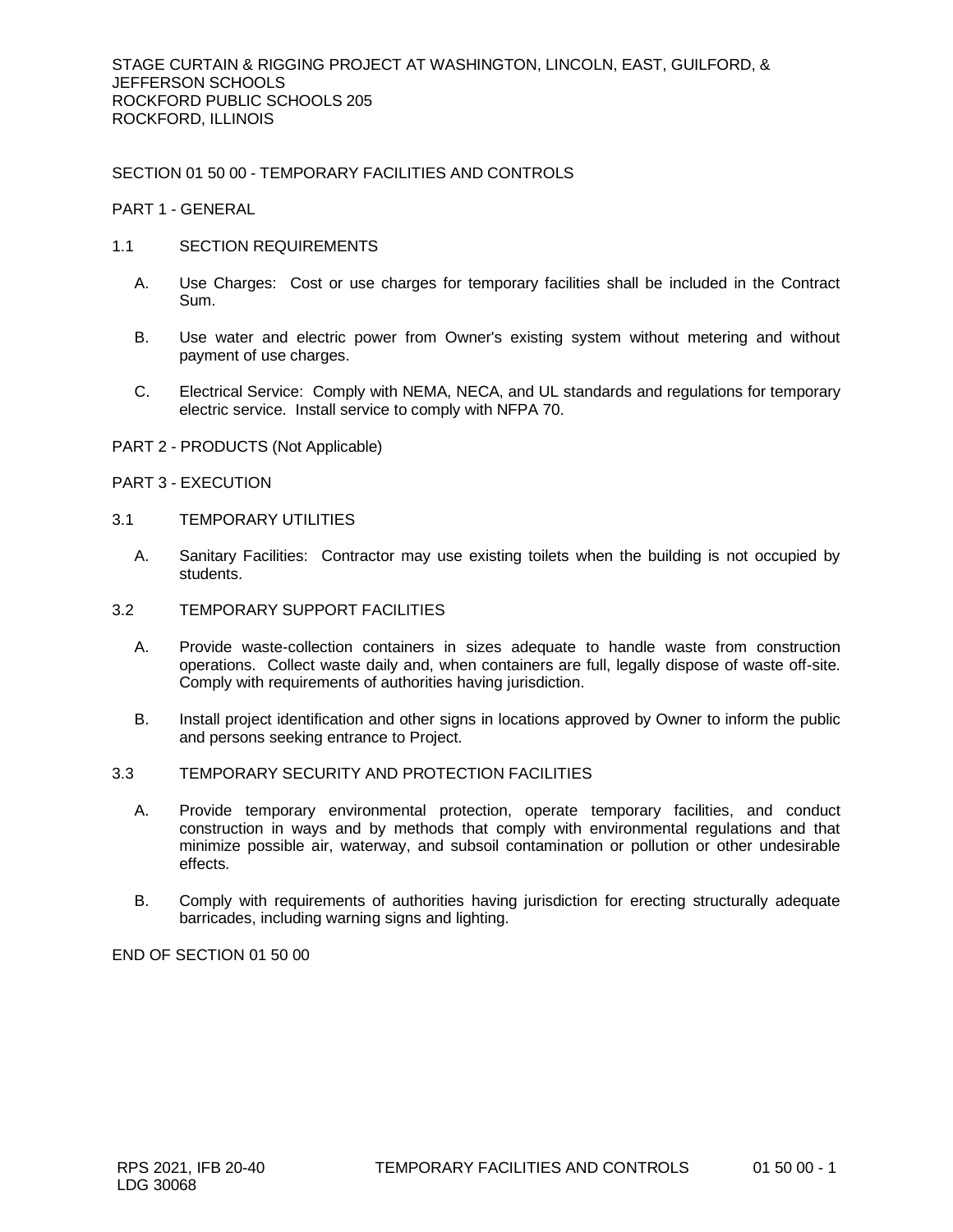## SECTION 01 50 00 - TEMPORARY FACILITIES AND CONTROLS

### PART 1 - GENERAL

#### 1.1 SECTION REQUIREMENTS

A. Use Charges: Cost or use charges for temporary facilities shall be included in the Contract Sum.

B. Use water and electric power from Owner's existing system without metering and without payment of use charges.

C. Electrical Service: Comply with NEMA, NECA, and UL standards and regulations for temporary electric service. Install service to comply with NFPA 70.

### PART 2 - PRODUCTS (Not Applicable)

### PART 3 - EXECUTION

#### 3.1 TEMPORARY UTILITIES

A. Sanitary Facilities: Contractor may use existing toilets when the building is not occupied by students.

#### 3.2 TEMPORARY SUPPORT FACILITIES

A. Provide waste-collection containers in sizes adequate to handle waste from construction operations. Collect waste daily and, when containers are full, legally dispose of waste off-site. Comply with requirements of authorities having jurisdiction.

B. Install project identification and other signs in locations approved by Owner to inform the public and persons seeking entrance to Project.

#### 3.3 TEMPORARY SECURITY AND PROTECTION FACILITIES

A. Provide temporary environmental protection, operate temporary facilities, and conduct construction in ways and by methods that comply with environmental regulations and that minimize possible air, waterway, and subsoil contamination or pollution or other undesirable effects.

B. Comply with requirements of authorities having jurisdiction for erecting structurally adequate barricades, including warning signs and lighting.

END OF SECTION 01 50 00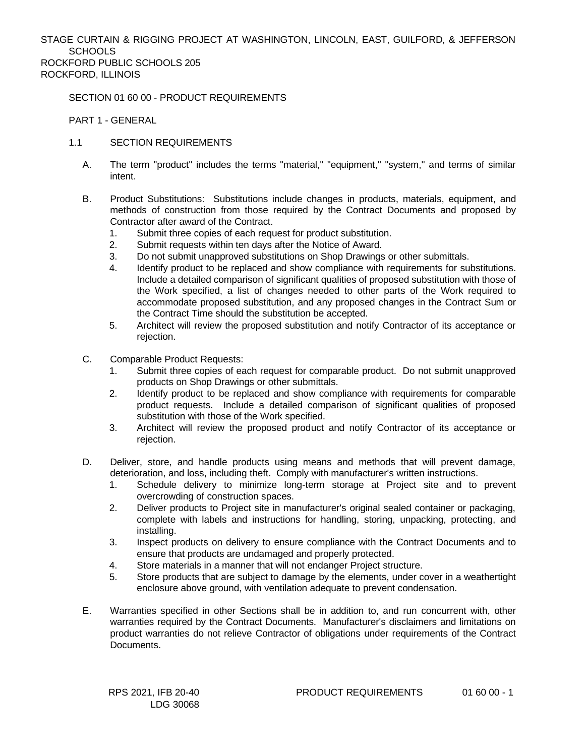## SECTION 01 60 00 - PRODUCT REQUIREMENTS

### PART 1 - GENERAL

#### 1.1 SECTION REQUIREMENTS

A. The term "product" includes the terms "material," "equipment," "system," and terms of similar intent.

B. Product Substitutions: Substitutions include changes in products, materials, equipment, and methods of construction from those required by the Contract Documents and proposed by Contractor after award of the Contract.
   1. Submit three copies of each request for product substitution.
   2. Submit requests within ten days after the Notice of Award.
   3. Do not submit unapproved substitutions on Shop Drawings or other submittals.
   4. Identify product to be replaced and show compliance with requirements for substitutions. Include a detailed comparison of significant qualities of proposed substitution with those of the Work specified, a list of changes needed to other parts of the Work required to accommodate proposed substitution, and any proposed changes in the Contract Sum or the Contract Time should the substitution be accepted.
   5. Architect will review the proposed substitution and notify Contractor of its acceptance or rejection.

C. Comparable Product Requests:
   1. Submit three copies of each request for comparable product. Do not submit unapproved products on Shop Drawings or other submittals.
   2. Identify product to be replaced and show compliance with requirements for comparable product requests. Include a detailed comparison of significant qualities of proposed substitution with those of the Work specified.
   3. Architect will review the proposed product and notify Contractor of its acceptance or rejection.

D. Deliver, store, and handle products using means and methods that will prevent damage, deterioration, and loss, including theft. Comply with manufacturer's written instructions.
   1. Schedule delivery to minimize long-term storage at Project site and to prevent overcrowding of construction spaces.
   2. Deliver products to Project site in manufacturer's original sealed container or packaging, complete with labels and instructions for handling, storing, unpacking, protecting, and installing.
   3. Inspect products on delivery to ensure compliance with the Contract Documents and to ensure that products are undamaged and properly protected.
   4. Store materials in a manner that will not endanger Project structure.
   5. Store products that are subject to damage by the elements, under cover in a weathertight enclosure above ground, with ventilation adequate to prevent condensation.

E. Warranties specified in other Sections shall be in addition to, and run concurrent with, other warranties required by the Contract Documents. Manufacturer's disclaimers and limitations on product warranties do not relieve Contractor of obligations under requirements of the Contract Documents.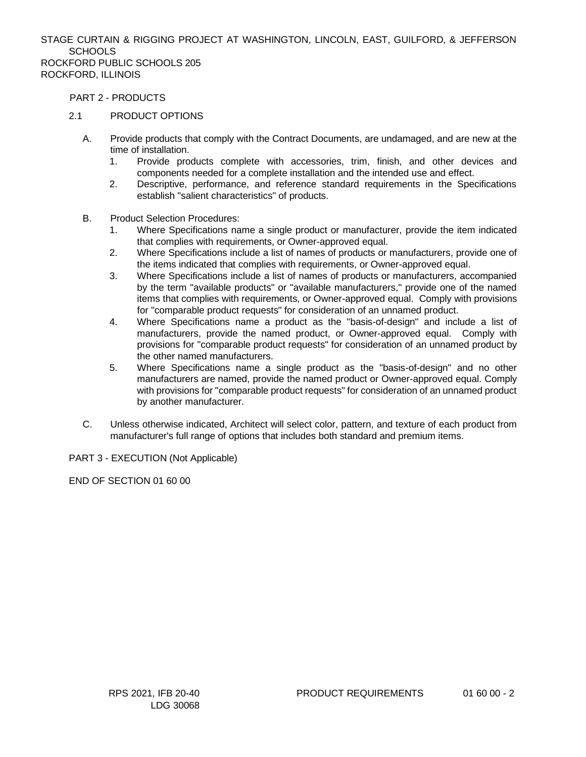## PART 2 - PRODUCTS

### 2.1 PRODUCT OPTIONS

A. Provide products that comply with the Contract Documents, are undamaged, and are new at the time of installation.
   1. Provide products complete with accessories, trim, finish, and other devices and components needed for a complete installation and the intended use and effect.
   2. Descriptive, performance, and reference standard requirements in the Specifications establish "salient characteristics" of products.

B. Product Selection Procedures:
   1. Where Specifications name a single product or manufacturer, provide the item indicated that complies with requirements, or Owner-approved equal.
   2. Where Specifications include a list of names of products or manufacturers, provide one of the items indicated that complies with requirements, or Owner-approved equal.
   3. Where Specifications include a list of names of products or manufacturers, accompanied by the term "available products" or "available manufacturers," provide one of the named items that complies with requirements, or Owner-approved equal. Comply with provisions for "comparable product requests" for consideration of an unnamed product.
   4. Where Specifications name a product as the "basis-of-design" and include a list of manufacturers, provide the named product, or Owner-approved equal. Comply with provisions for "comparable product requests" for consideration of an unnamed product by the other named manufacturers.
   5. Where Specifications name a single product as the "basis-of-design" and no other manufacturers are named, provide the named product or Owner-approved equal. Comply with provisions for "comparable product requests" for consideration of an unnamed product by another manufacturer.

C. Unless otherwise indicated, Architect will select color, pattern, and texture of each product from manufacturer's full range of options that includes both standard and premium items.

## PART 3 - EXECUTION (Not Applicable)

END OF SECTION 01 60 00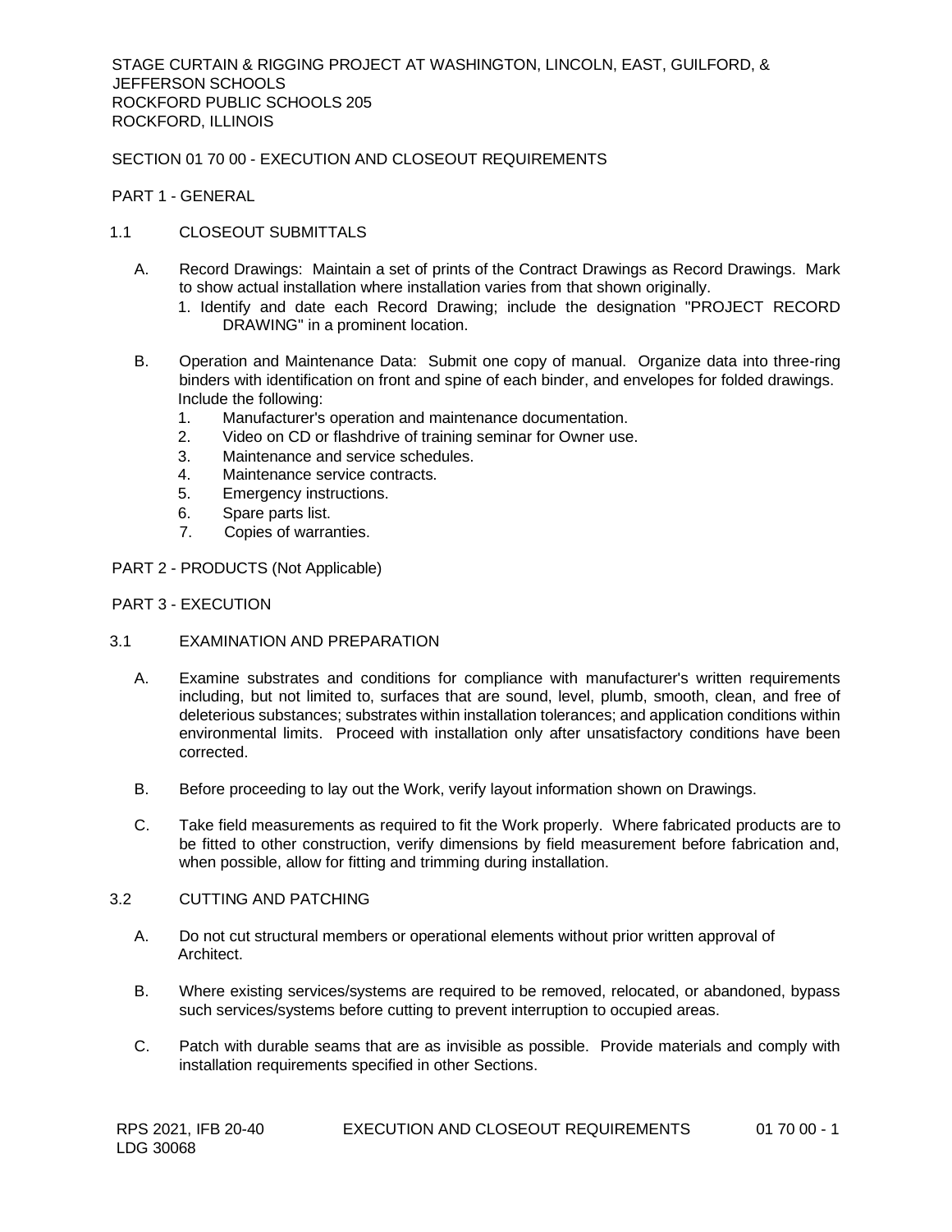SECTION 01 70 00 - EXECUTION AND CLOSEOUT REQUIREMENTS

PART 1 - GENERAL

1.1 CLOSEOUT SUBMITTALS

A. Record Drawings: Maintain a set of prints of the Contract Drawings as Record Drawings. Mark to show actual installation where installation varies from that shown originally.

1. Identify and date each Record Drawing; include the designation "PROJECT RECORD DRAWING" in a prominent location.

B. Operation and Maintenance Data: Submit one copy of manual. Organize data into three-ring binders with identification on front and spine of each binder, and envelopes for folded drawings. Include the following:

1. Manufacturer's operation and maintenance documentation.
2. Video on CD or flashdrive of training seminar for Owner use.
3. Maintenance and service schedules.
4. Maintenance service contracts.
5. Emergency instructions.
6. Spare parts list.
7. Copies of warranties.

PART 2 - PRODUCTS (Not Applicable)

PART 3 - EXECUTION

3.1 EXAMINATION AND PREPARATION

A. Examine substrates and conditions for compliance with manufacturer's written requirements including, but not limited to, surfaces that are sound, level, plumb, smooth, clean, and free of deleterious substances; substrates within installation tolerances; and application conditions within environmental limits. Proceed with installation only after unsatisfactory conditions have been corrected.

B. Before proceeding to lay out the Work, verify layout information shown on Drawings.

C. Take field measurements as required to fit the Work properly. Where fabricated products are to be fitted to other construction, verify dimensions by field measurement before fabrication and, when possible, allow for fitting and trimming during installation.

3.2 CUTTING AND PATCHING

A. Do not cut structural members or operational elements without prior written approval of Architect.

B. Where existing services/systems are required to be removed, relocated, or abandoned, bypass such services/systems before cutting to prevent interruption to occupied areas.

C. Patch with durable seams that are as invisible as possible. Provide materials and comply with installation requirements specified in other Sections.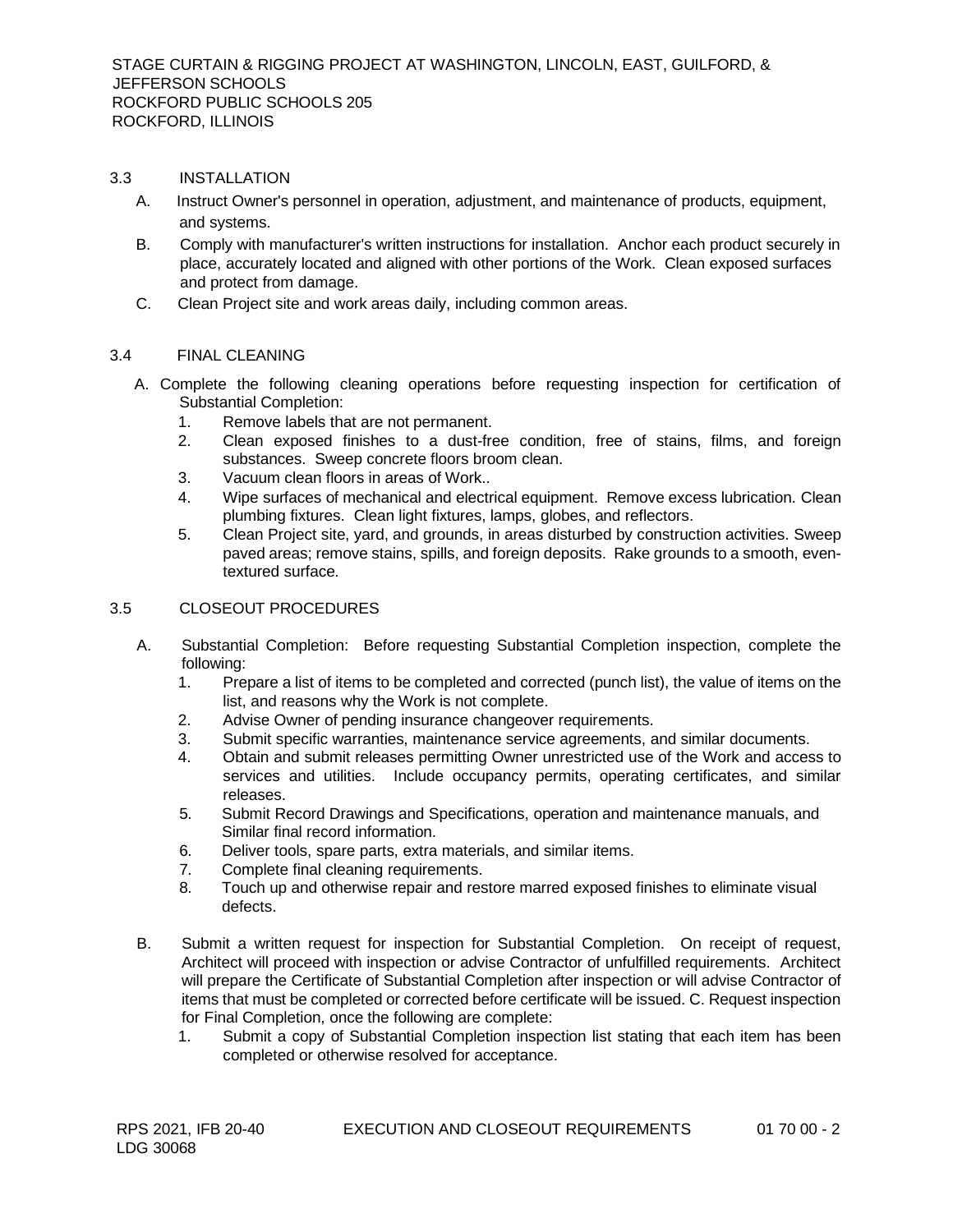## 3.3 INSTALLATION

A. Instruct Owner's personnel in operation, adjustment, and maintenance of products, equipment, and systems.

B. Comply with manufacturer's written instructions for installation. Anchor each product securely in place, accurately located and aligned with other portions of the Work. Clean exposed surfaces and protect from damage.

C. Clean Project site and work areas daily, including common areas.

## 3.4 FINAL CLEANING

A. Complete the following cleaning operations before requesting inspection for certification of Substantial Completion:

1. Remove labels that are not permanent.
2. Clean exposed finishes to a dust-free condition, free of stains, films, and foreign substances. Sweep concrete floors broom clean.
3. Vacuum clean floors in areas of Work..
4. Wipe surfaces of mechanical and electrical equipment. Remove excess lubrication. Clean plumbing fixtures. Clean light fixtures, lamps, globes, and reflectors.
5. Clean Project site, yard, and grounds, in areas disturbed by construction activities. Sweep paved areas; remove stains, spills, and foreign deposits. Rake grounds to a smooth, even-textured surface.

## 3.5 CLOSEOUT PROCEDURES

A. Substantial Completion: Before requesting Substantial Completion inspection, complete the following:

1. Prepare a list of items to be completed and corrected (punch list), the value of items on the list, and reasons why the Work is not complete.
2. Advise Owner of pending insurance changeover requirements.
3. Submit specific warranties, maintenance service agreements, and similar documents.
4. Obtain and submit releases permitting Owner unrestricted use of the Work and access to services and utilities. Include occupancy permits, operating certificates, and similar releases.
5. Submit Record Drawings and Specifications, operation and maintenance manuals, and Similar final record information.
6. Deliver tools, spare parts, extra materials, and similar items.
7. Complete final cleaning requirements.
8. Touch up and otherwise repair and restore marred exposed finishes to eliminate visual defects.

B. Submit a written request for inspection for Substantial Completion. On receipt of request, Architect will proceed with inspection or advise Contractor of unfulfilled requirements. Architect will prepare the Certificate of Substantial Completion after inspection or will advise Contractor of items that must be completed or corrected before certificate will be issued. C. Request inspection for Final Completion, once the following are complete:

1. Submit a copy of Substantial Completion inspection list stating that each item has been completed or otherwise resolved for acceptance.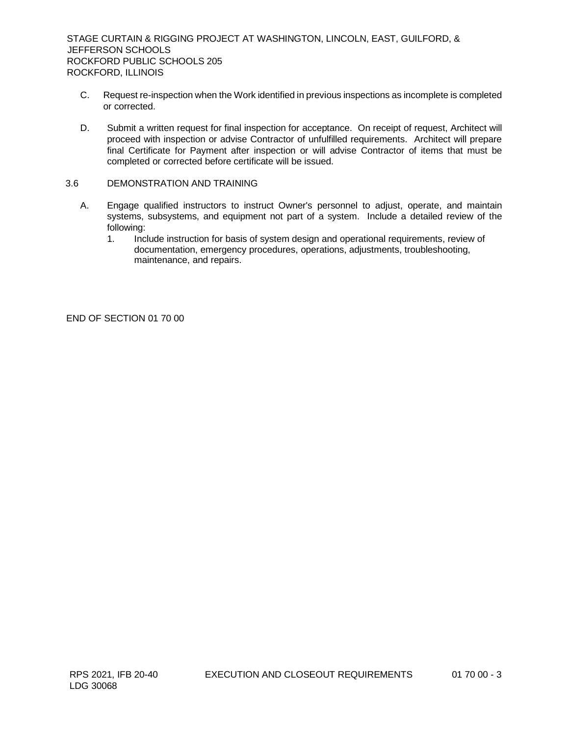C. Request re-inspection when the Work identified in previous inspections as incomplete is completed or corrected.

D. Submit a written request for final inspection for acceptance. On receipt of request, Architect will proceed with inspection or advise Contractor of unfulfilled requirements. Architect will prepare final Certificate for Payment after inspection or will advise Contractor of items that must be completed or corrected before certificate will be issued.

## 3.6 DEMONSTRATION AND TRAINING

A. Engage qualified instructors to instruct Owner's personnel to adjust, operate, and maintain systems, subsystems, and equipment not part of a system. Include a detailed review of the following:

1. Include instruction for basis of system design and operational requirements, review of documentation, emergency procedures, operations, adjustments, troubleshooting, maintenance, and repairs.

END OF SECTION 01 70 00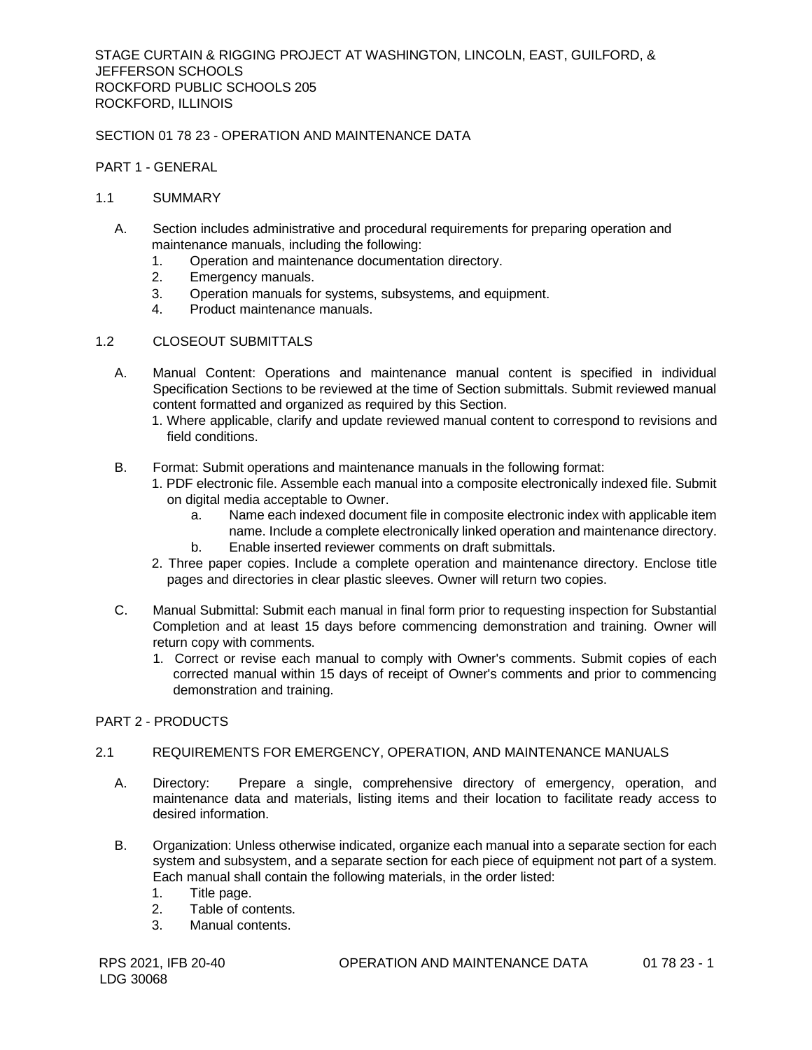SECTION 01 78 23 - OPERATION AND MAINTENANCE DATA

PART 1 - GENERAL

1.1 SUMMARY

A. Section includes administrative and procedural requirements for preparing operation and maintenance manuals, including the following:
   1. Operation and maintenance documentation directory.
   2. Emergency manuals.
   3. Operation manuals for systems, subsystems, and equipment.
   4. Product maintenance manuals.

1.2 CLOSEOUT SUBMITTALS

A. Manual Content: Operations and maintenance manual content is specified in individual Specification Sections to be reviewed at the time of Section submittals. Submit reviewed manual content formatted and organized as required by this Section.
   1. Where applicable, clarify and update reviewed manual content to correspond to revisions and field conditions.

B. Format: Submit operations and maintenance manuals in the following format:
   1. PDF electronic file. Assemble each manual into a composite electronically indexed file. Submit on digital media acceptable to Owner.
      a. Name each indexed document file in composite electronic index with applicable item name. Include a complete electronically linked operation and maintenance directory.
      b. Enable inserted reviewer comments on draft submittals.
   2. Three paper copies. Include a complete operation and maintenance directory. Enclose title pages and directories in clear plastic sleeves. Owner will return two copies.

C. Manual Submittal: Submit each manual in final form prior to requesting inspection for Substantial Completion and at least 15 days before commencing demonstration and training. Owner will return copy with comments.
   1. Correct or revise each manual to comply with Owner's comments. Submit copies of each corrected manual within 15 days of receipt of Owner's comments and prior to commencing demonstration and training.

PART 2 - PRODUCTS

2.1 REQUIREMENTS FOR EMERGENCY, OPERATION, AND MAINTENANCE MANUALS

A. Directory: Prepare a single, comprehensive directory of emergency, operation, and maintenance data and materials, listing items and their location to facilitate ready access to desired information.

B. Organization: Unless otherwise indicated, organize each manual into a separate section for each system and subsystem, and a separate section for each piece of equipment not part of a system. Each manual shall contain the following materials, in the order listed:
   1. Title page.
   2. Table of contents.
   3. Manual contents.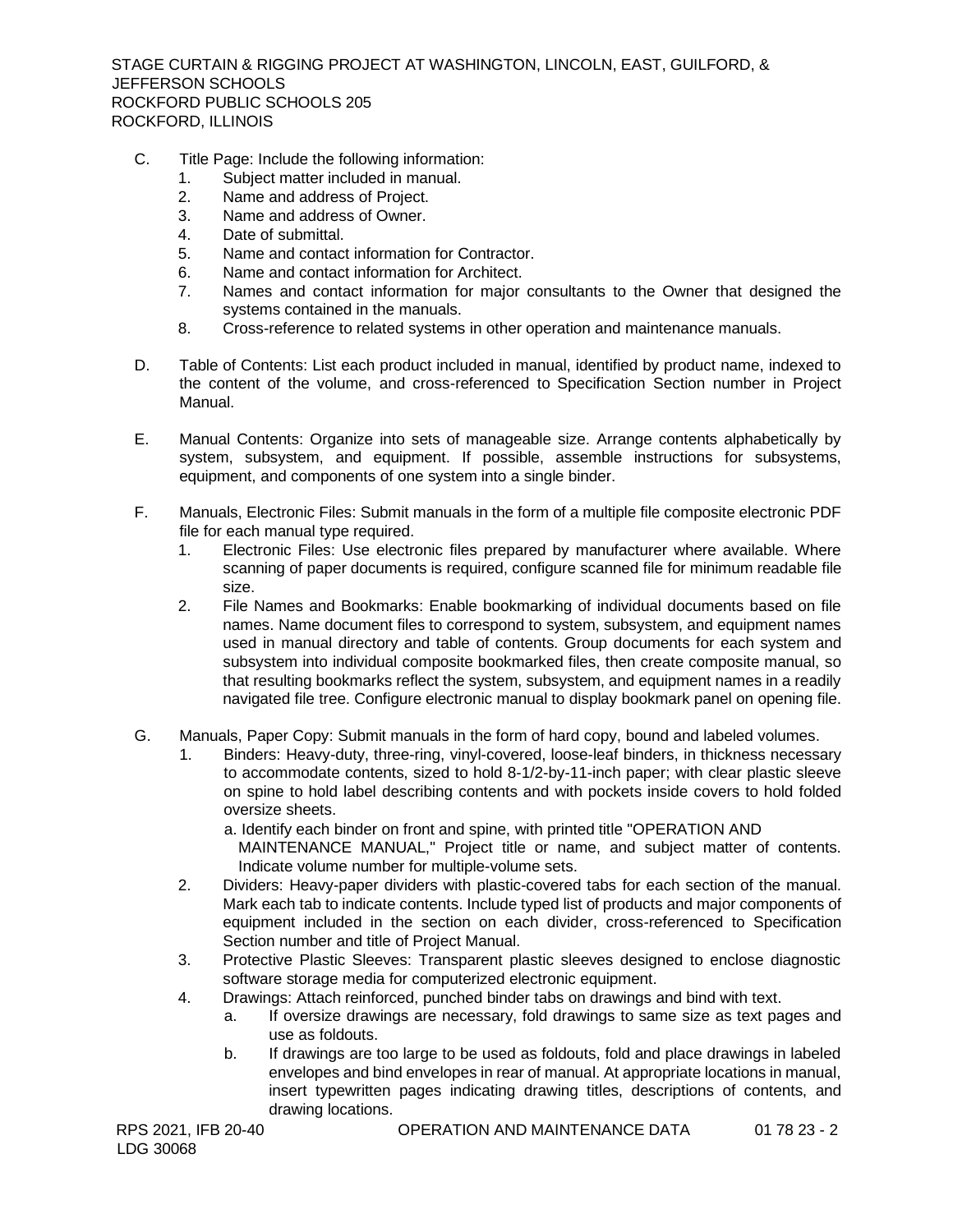C. Title Page: Include the following information:
   1. Subject matter included in manual.
   2. Name and address of Project.
   3. Name and address of Owner.
   4. Date of submittal.
   5. Name and contact information for Contractor.
   6. Name and contact information for Architect.
   7. Names and contact information for major consultants to the Owner that designed the systems contained in the manuals.
   8. Cross-reference to related systems in other operation and maintenance manuals.

D. Table of Contents: List each product included in manual, identified by product name, indexed to the content of the volume, and cross-referenced to Specification Section number in Project Manual.

E. Manual Contents: Organize into sets of manageable size. Arrange contents alphabetically by system, subsystem, and equipment. If possible, assemble instructions for subsystems, equipment, and components of one system into a single binder.

F. Manuals, Electronic Files: Submit manuals in the form of a multiple file composite electronic PDF file for each manual type required.
   1. Electronic Files: Use electronic files prepared by manufacturer where available. Where scanning of paper documents is required, configure scanned file for minimum readable file size.
   2. File Names and Bookmarks: Enable bookmarking of individual documents based on file names. Name document files to correspond to system, subsystem, and equipment names used in manual directory and table of contents. Group documents for each system and subsystem into individual composite bookmarked files, then create composite manual, so that resulting bookmarks reflect the system, subsystem, and equipment names in a readily navigated file tree. Configure electronic manual to display bookmark panel on opening file.

G. Manuals, Paper Copy: Submit manuals in the form of hard copy, bound and labeled volumes.
   1. Binders: Heavy-duty, three-ring, vinyl-covered, loose-leaf binders, in thickness necessary to accommodate contents, sized to hold 8-1/2-by-11-inch paper; with clear plastic sleeve on spine to hold label describing contents and with pockets inside covers to hold folded oversize sheets.
      a. Identify each binder on front and spine, with printed title "OPERATION AND MAINTENANCE MANUAL," Project title or name, and subject matter of contents. Indicate volume number for multiple-volume sets.
   2. Dividers: Heavy-paper dividers with plastic-covered tabs for each section of the manual. Mark each tab to indicate contents. Include typed list of products and major components of equipment included in the section on each divider, cross-referenced to Specification Section number and title of Project Manual.
   3. Protective Plastic Sleeves: Transparent plastic sleeves designed to enclose diagnostic software storage media for computerized electronic equipment.
   4. Drawings: Attach reinforced, punched binder tabs on drawings and bind with text.
      a. If oversize drawings are necessary, fold drawings to same size as text pages and use as foldouts.
      b. If drawings are too large to be used as foldouts, fold and place drawings in labeled envelopes and bind envelopes in rear of manual. At appropriate locations in manual, insert typewritten pages indicating drawing titles, descriptions of contents, and drawing locations.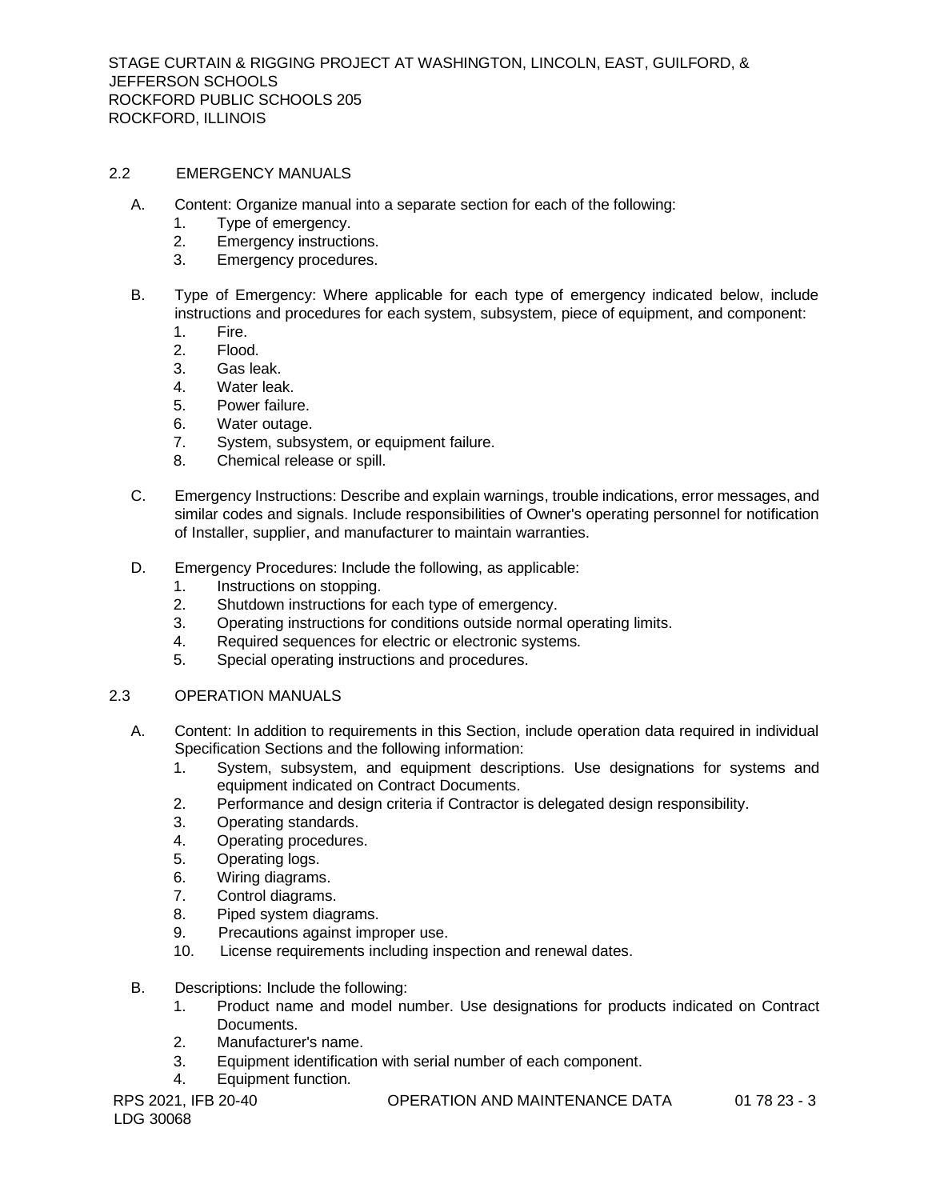## 2.2 EMERGENCY MANUALS

A. Content: Organize manual into a separate section for each of the following:
   1. Type of emergency.
   2. Emergency instructions.
   3. Emergency procedures.

B. Type of Emergency: Where applicable for each type of emergency indicated below, include instructions and procedures for each system, subsystem, piece of equipment, and component:
   1. Fire.
   2. Flood.
   3. Gas leak.
   4. Water leak.
   5. Power failure.
   6. Water outage.
   7. System, subsystem, or equipment failure.
   8. Chemical release or spill.

C. Emergency Instructions: Describe and explain warnings, trouble indications, error messages, and similar codes and signals. Include responsibilities of Owner's operating personnel for notification of Installer, supplier, and manufacturer to maintain warranties.

D. Emergency Procedures: Include the following, as applicable:
   1. Instructions on stopping.
   2. Shutdown instructions for each type of emergency.
   3. Operating instructions for conditions outside normal operating limits.
   4. Required sequences for electric or electronic systems.
   5. Special operating instructions and procedures.

## 2.3 OPERATION MANUALS

A. Content: In addition to requirements in this Section, include operation data required in individual Specification Sections and the following information:
   1. System, subsystem, and equipment descriptions. Use designations for systems and equipment indicated on Contract Documents.
   2. Performance and design criteria if Contractor is delegated design responsibility.
   3. Operating standards.
   4. Operating procedures.
   5. Operating logs.
   6. Wiring diagrams.
   7. Control diagrams.
   8. Piped system diagrams.
   9. Precautions against improper use.
   10. License requirements including inspection and renewal dates.

B. Descriptions: Include the following:
   1. Product name and model number. Use designations for products indicated on Contract Documents.
   2. Manufacturer's name.
   3. Equipment identification with serial number of each component.
   4. Equipment function.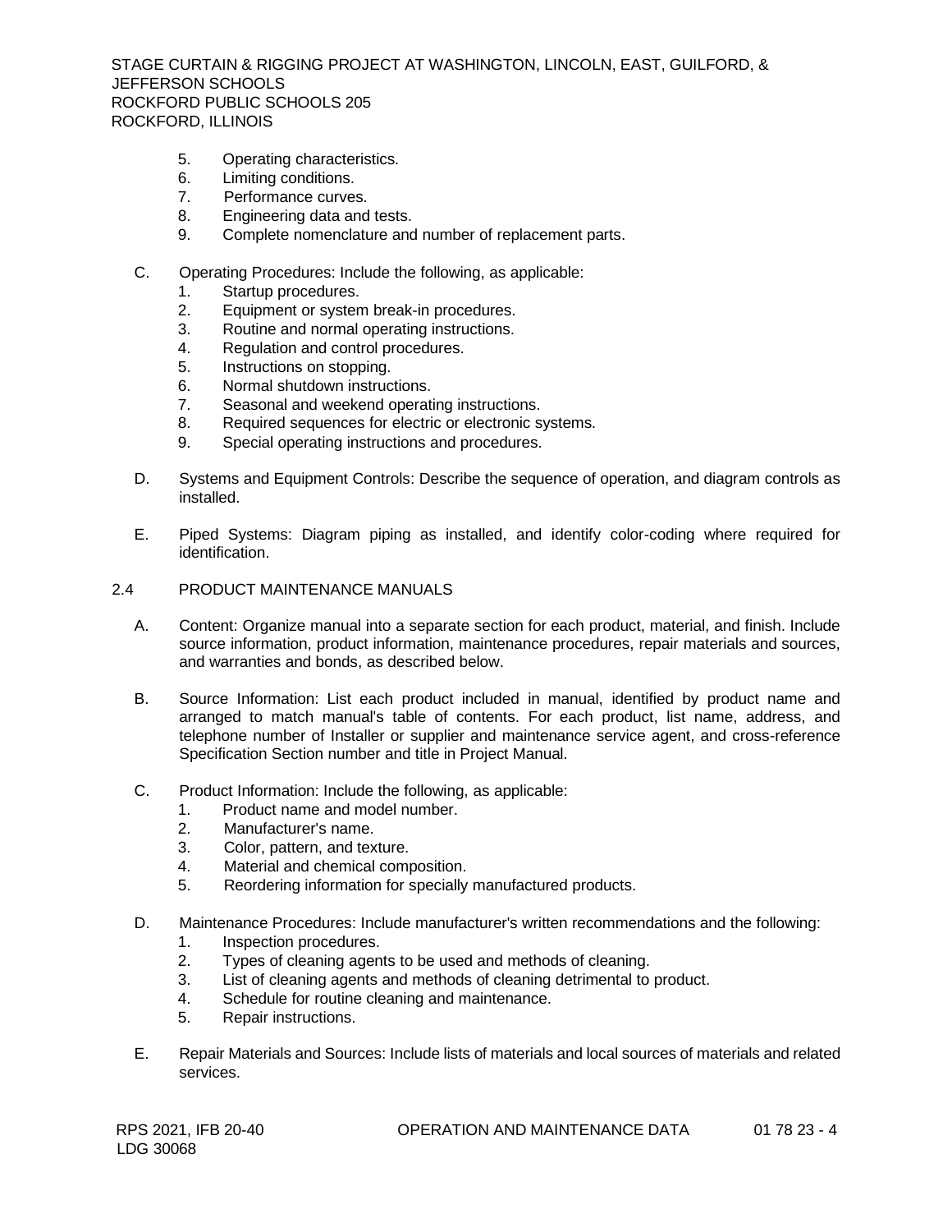5. Operating characteristics.
6. Limiting conditions.
7. Performance curves.
8. Engineering data and tests.
9. Complete nomenclature and number of replacement parts.

C. Operating Procedures: Include the following, as applicable:
   1. Startup procedures.
   2. Equipment or system break-in procedures.
   3. Routine and normal operating instructions.
   4. Regulation and control procedures.
   5. Instructions on stopping.
   6. Normal shutdown instructions.
   7. Seasonal and weekend operating instructions.
   8. Required sequences for electric or electronic systems.
   9. Special operating instructions and procedures.

D. Systems and Equipment Controls: Describe the sequence of operation, and diagram controls as installed.

E. Piped Systems: Diagram piping as installed, and identify color-coding where required for identification.

## 2.4 PRODUCT MAINTENANCE MANUALS

A. Content: Organize manual into a separate section for each product, material, and finish. Include source information, product information, maintenance procedures, repair materials and sources, and warranties and bonds, as described below.

B. Source Information: List each product included in manual, identified by product name and arranged to match manual's table of contents. For each product, list name, address, and telephone number of Installer or supplier and maintenance service agent, and cross-reference Specification Section number and title in Project Manual.

C. Product Information: Include the following, as applicable:
   1. Product name and model number.
   2. Manufacturer's name.
   3. Color, pattern, and texture.
   4. Material and chemical composition.
   5. Reordering information for specially manufactured products.

D. Maintenance Procedures: Include manufacturer's written recommendations and the following:
   1. Inspection procedures.
   2. Types of cleaning agents to be used and methods of cleaning.
   3. List of cleaning agents and methods of cleaning detrimental to product.
   4. Schedule for routine cleaning and maintenance.
   5. Repair instructions.

E. Repair Materials and Sources: Include lists of materials and local sources of materials and related services.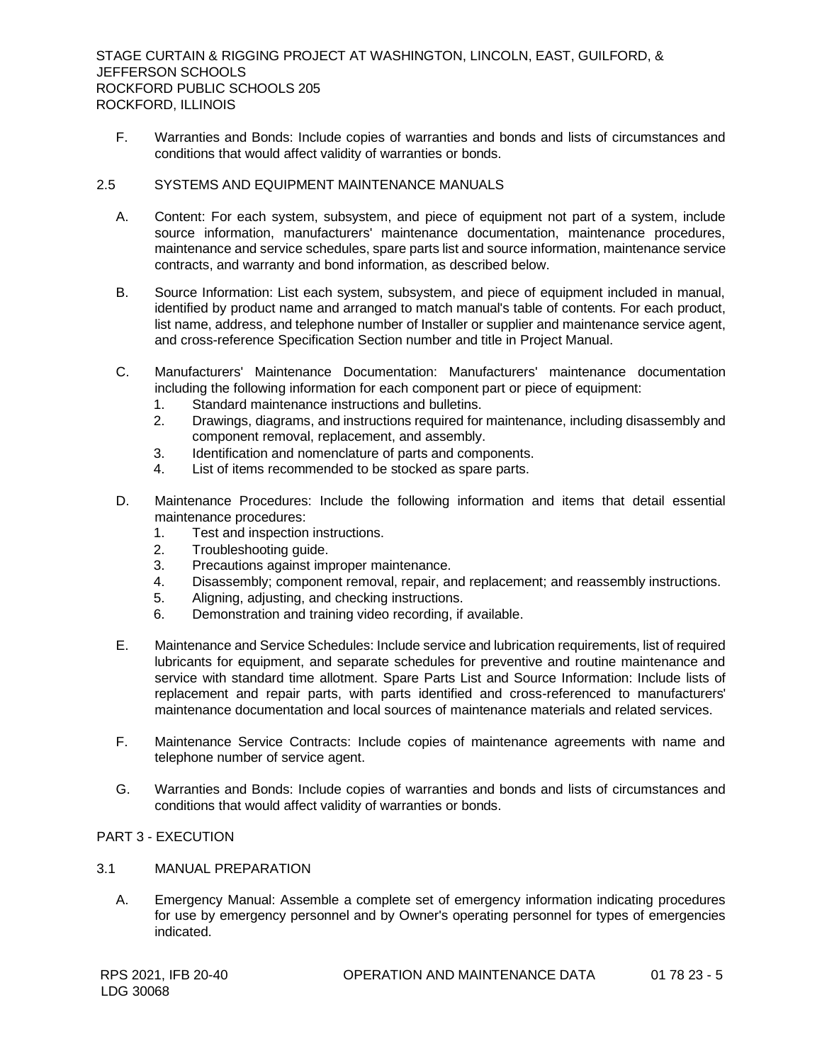F. Warranties and Bonds: Include copies of warranties and bonds and lists of circumstances and conditions that would affect validity of warranties or bonds.

## 2.5 SYSTEMS AND EQUIPMENT MAINTENANCE MANUALS

A. Content: For each system, subsystem, and piece of equipment not part of a system, include source information, manufacturers' maintenance documentation, maintenance procedures, maintenance and service schedules, spare parts list and source information, maintenance service contracts, and warranty and bond information, as described below.

B. Source Information: List each system, subsystem, and piece of equipment included in manual, identified by product name and arranged to match manual's table of contents. For each product, list name, address, and telephone number of Installer or supplier and maintenance service agent, and cross-reference Specification Section number and title in Project Manual.

C. Manufacturers' Maintenance Documentation: Manufacturers' maintenance documentation including the following information for each component part or piece of equipment:
   1. Standard maintenance instructions and bulletins.
   2. Drawings, diagrams, and instructions required for maintenance, including disassembly and component removal, replacement, and assembly.
   3. Identification and nomenclature of parts and components.
   4. List of items recommended to be stocked as spare parts.

D. Maintenance Procedures: Include the following information and items that detail essential maintenance procedures:
   1. Test and inspection instructions.
   2. Troubleshooting guide.
   3. Precautions against improper maintenance.
   4. Disassembly; component removal, repair, and replacement; and reassembly instructions.
   5. Aligning, adjusting, and checking instructions.
   6. Demonstration and training video recording, if available.

E. Maintenance and Service Schedules: Include service and lubrication requirements, list of required lubricants for equipment, and separate schedules for preventive and routine maintenance and service with standard time allotment. Spare Parts List and Source Information: Include lists of replacement and repair parts, with parts identified and cross-referenced to manufacturers' maintenance documentation and local sources of maintenance materials and related services.

F. Maintenance Service Contracts: Include copies of maintenance agreements with name and telephone number of service agent.

G. Warranties and Bonds: Include copies of warranties and bonds and lists of circumstances and conditions that would affect validity of warranties or bonds.

# PART 3 - EXECUTION

## 3.1 MANUAL PREPARATION

A. Emergency Manual: Assemble a complete set of emergency information indicating procedures for use by emergency personnel and by Owner's operating personnel for types of emergencies indicated.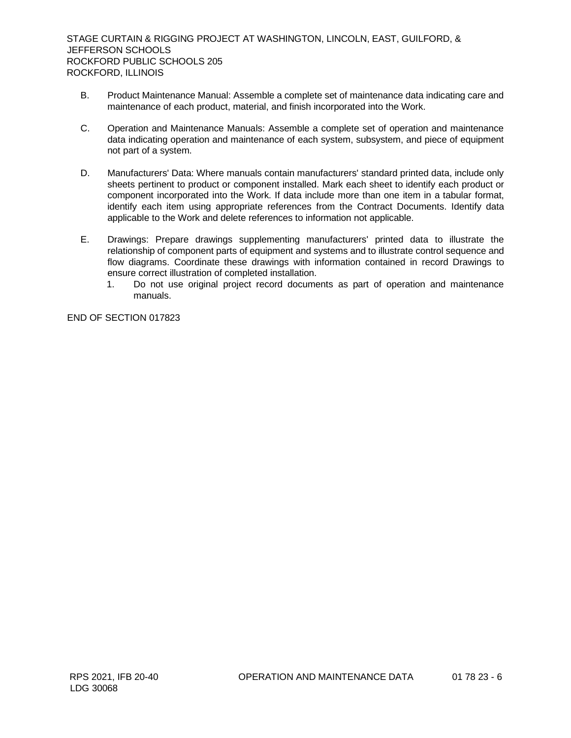B. Product Maintenance Manual: Assemble a complete set of maintenance data indicating care and maintenance of each product, material, and finish incorporated into the Work.

C. Operation and Maintenance Manuals: Assemble a complete set of operation and maintenance data indicating operation and maintenance of each system, subsystem, and piece of equipment not part of a system.

D. Manufacturers' Data: Where manuals contain manufacturers' standard printed data, include only sheets pertinent to product or component installed. Mark each sheet to identify each product or component incorporated into the Work. If data include more than one item in a tabular format, identify each item using appropriate references from the Contract Documents. Identify data applicable to the Work and delete references to information not applicable.

E. Drawings: Prepare drawings supplementing manufacturers' printed data to illustrate the relationship of component parts of equipment and systems and to illustrate control sequence and flow diagrams. Coordinate these drawings with information contained in record Drawings to ensure correct illustration of completed installation.
   1. Do not use original project record documents as part of operation and maintenance manuals.

END OF SECTION 017823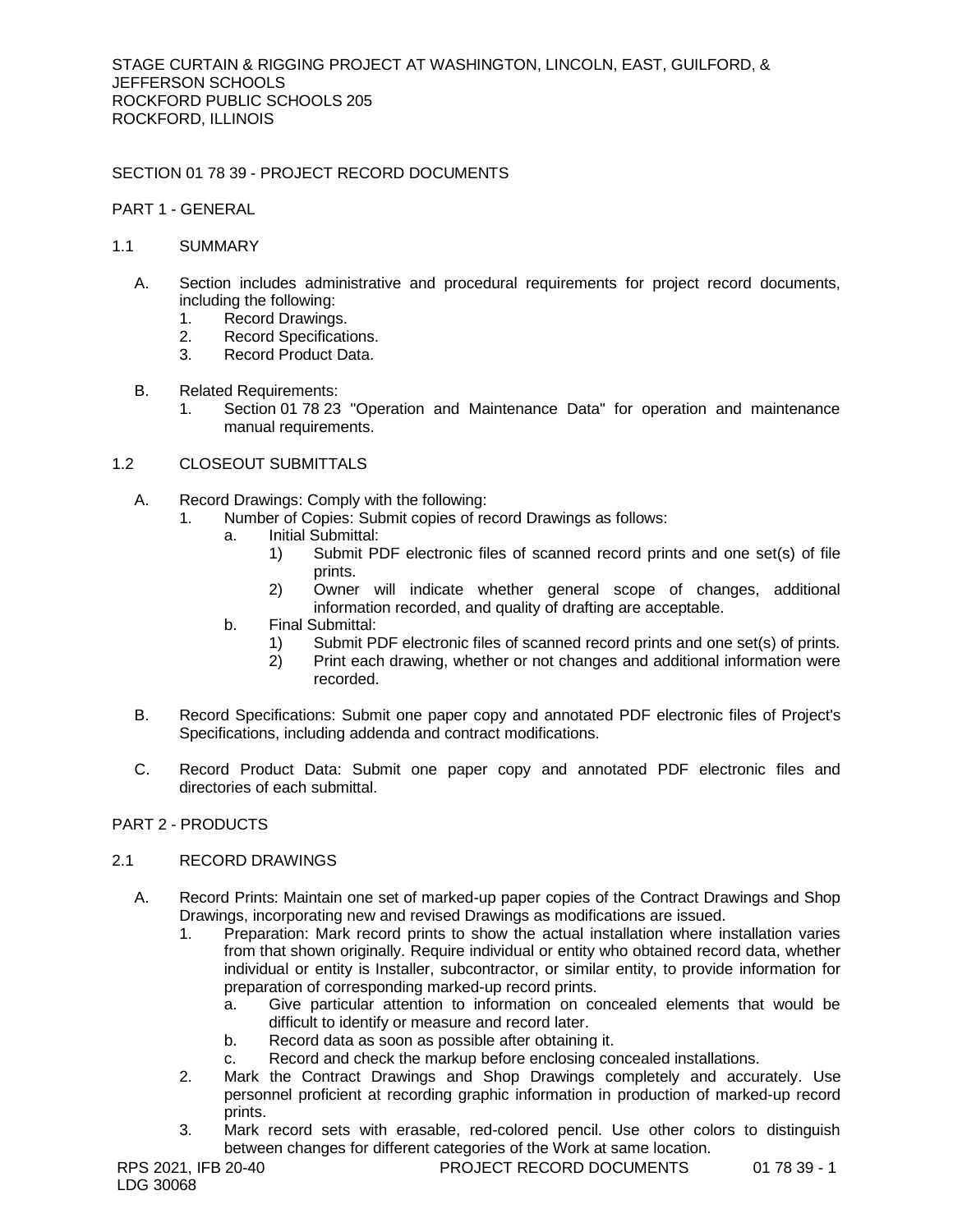## SECTION 01 78 39 - PROJECT RECORD DOCUMENTS

### PART 1 - GENERAL

#### 1.1 SUMMARY

A. Section includes administrative and procedural requirements for project record documents, including the following:
   1. Record Drawings.
   2. Record Specifications.
   3. Record Product Data.

B. Related Requirements:
   1. Section 01 78 23 "Operation and Maintenance Data" for operation and maintenance manual requirements.

#### 1.2 CLOSEOUT SUBMITTALS

A. Record Drawings: Comply with the following:
   1. Number of Copies: Submit copies of record Drawings as follows:
      a. Initial Submittal:
         1) Submit PDF electronic files of scanned record prints and one set(s) of file prints.
         2) Owner will indicate whether general scope of changes, additional information recorded, and quality of drafting are acceptable.
      b. Final Submittal:
         1) Submit PDF electronic files of scanned record prints and one set(s) of prints.
         2) Print each drawing, whether or not changes and additional information were recorded.

B. Record Specifications: Submit one paper copy and annotated PDF electronic files of Project's Specifications, including addenda and contract modifications.

C. Record Product Data: Submit one paper copy and annotated PDF electronic files and directories of each submittal.

### PART 2 - PRODUCTS

#### 2.1 RECORD DRAWINGS

A. Record Prints: Maintain one set of marked-up paper copies of the Contract Drawings and Shop Drawings, incorporating new and revised Drawings as modifications are issued.
   1. Preparation: Mark record prints to show the actual installation where installation varies from that shown originally. Require individual or entity who obtained record data, whether individual or entity is Installer, subcontractor, or similar entity, to provide information for preparation of corresponding marked-up record prints.
      a. Give particular attention to information on concealed elements that would be difficult to identify or measure and record later.
      b. Record data as soon as possible after obtaining it.
      c. Record and check the markup before enclosing concealed installations.
   2. Mark the Contract Drawings and Shop Drawings completely and accurately. Use personnel proficient at recording graphic information in production of marked-up record prints.
   3. Mark record sets with erasable, red-colored pencil. Use other colors to distinguish between changes for different categories of the Work at same location.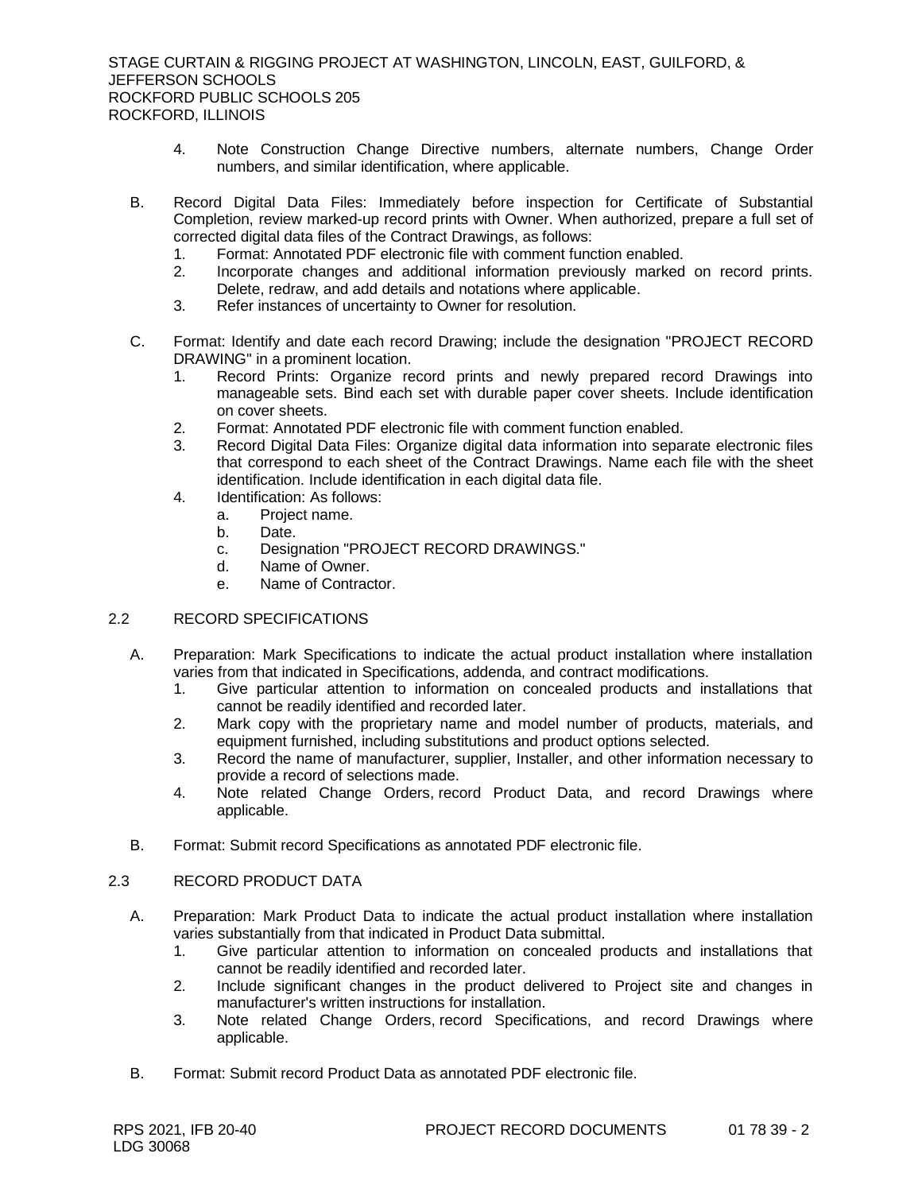4. Note Construction Change Directive numbers, alternate numbers, Change Order numbers, and similar identification, where applicable.

B. Record Digital Data Files: Immediately before inspection for Certificate of Substantial Completion, review marked-up record prints with Owner. When authorized, prepare a full set of corrected digital data files of the Contract Drawings, as follows:
   1. Format: Annotated PDF electronic file with comment function enabled.
   2. Incorporate changes and additional information previously marked on record prints. Delete, redraw, and add details and notations where applicable.
   3. Refer instances of uncertainty to Owner for resolution.

C. Format: Identify and date each record Drawing; include the designation "PROJECT RECORD DRAWING" in a prominent location.
   1. Record Prints: Organize record prints and newly prepared record Drawings into manageable sets. Bind each set with durable paper cover sheets. Include identification on cover sheets.
   2. Format: Annotated PDF electronic file with comment function enabled.
   3. Record Digital Data Files: Organize digital data information into separate electronic files that correspond to each sheet of the Contract Drawings. Name each file with the sheet identification. Include identification in each digital data file.
   4. Identification: As follows:
      a. Project name.
      b. Date.
      c. Designation "PROJECT RECORD DRAWINGS."
      d. Name of Owner.
      e. Name of Contractor.

## 2.2 RECORD SPECIFICATIONS

A. Preparation: Mark Specifications to indicate the actual product installation where installation varies from that indicated in Specifications, addenda, and contract modifications.
   1. Give particular attention to information on concealed products and installations that cannot be readily identified and recorded later.
   2. Mark copy with the proprietary name and model number of products, materials, and equipment furnished, including substitutions and product options selected.
   3. Record the name of manufacturer, supplier, Installer, and other information necessary to provide a record of selections made.
   4. Note related Change Orders, record Product Data, and record Drawings where applicable.

B. Format: Submit record Specifications as annotated PDF electronic file.

## 2.3 RECORD PRODUCT DATA

A. Preparation: Mark Product Data to indicate the actual product installation where installation varies substantially from that indicated in Product Data submittal.
   1. Give particular attention to information on concealed products and installations that cannot be readily identified and recorded later.
   2. Include significant changes in the product delivered to Project site and changes in manufacturer's written instructions for installation.
   3. Note related Change Orders, record Specifications, and record Drawings where applicable.

B. Format: Submit record Product Data as annotated PDF electronic file.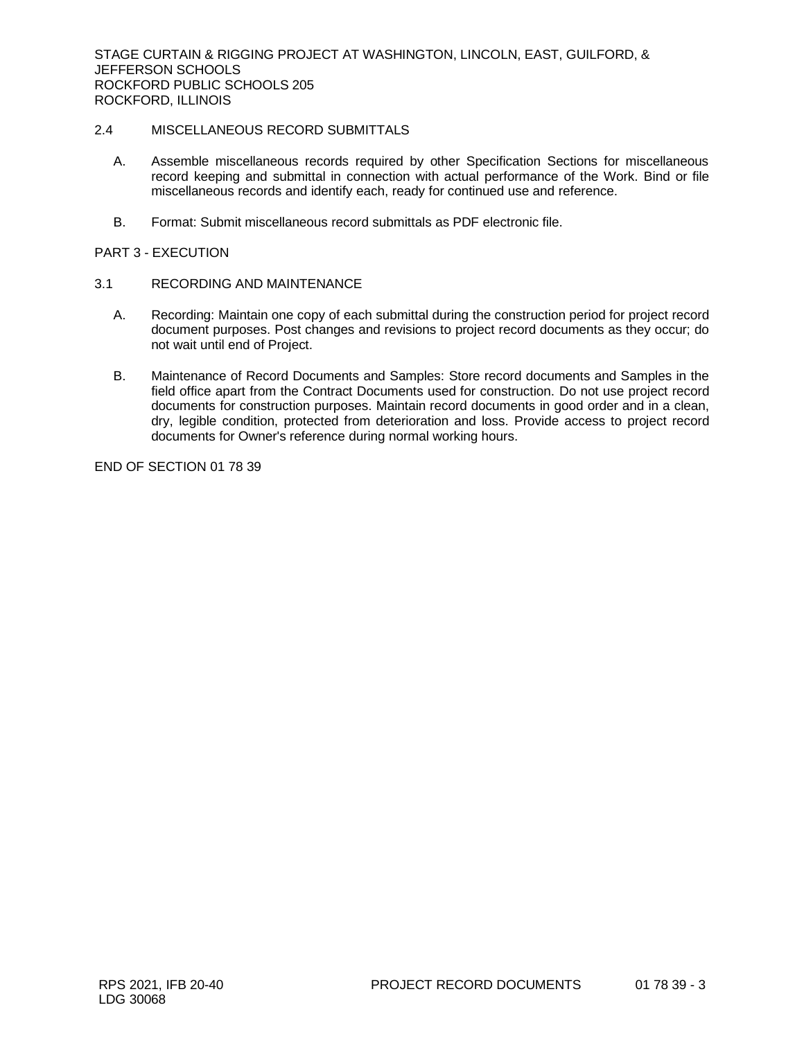## 2.4 MISCELLANEOUS RECORD SUBMITTALS

A. Assemble miscellaneous records required by other Specification Sections for miscellaneous record keeping and submittal in connection with actual performance of the Work. Bind or file miscellaneous records and identify each, ready for continued use and reference.

B. Format: Submit miscellaneous record submittals as PDF electronic file.

# PART 3 - EXECUTION

## 3.1 RECORDING AND MAINTENANCE

A. Recording: Maintain one copy of each submittal during the construction period for project record document purposes. Post changes and revisions to project record documents as they occur; do not wait until end of Project.

B. Maintenance of Record Documents and Samples: Store record documents and Samples in the field office apart from the Contract Documents used for construction. Do not use project record documents for construction purposes. Maintain record documents in good order and in a clean, dry, legible condition, protected from deterioration and loss. Provide access to project record documents for Owner's reference during normal working hours.

END OF SECTION 01 78 39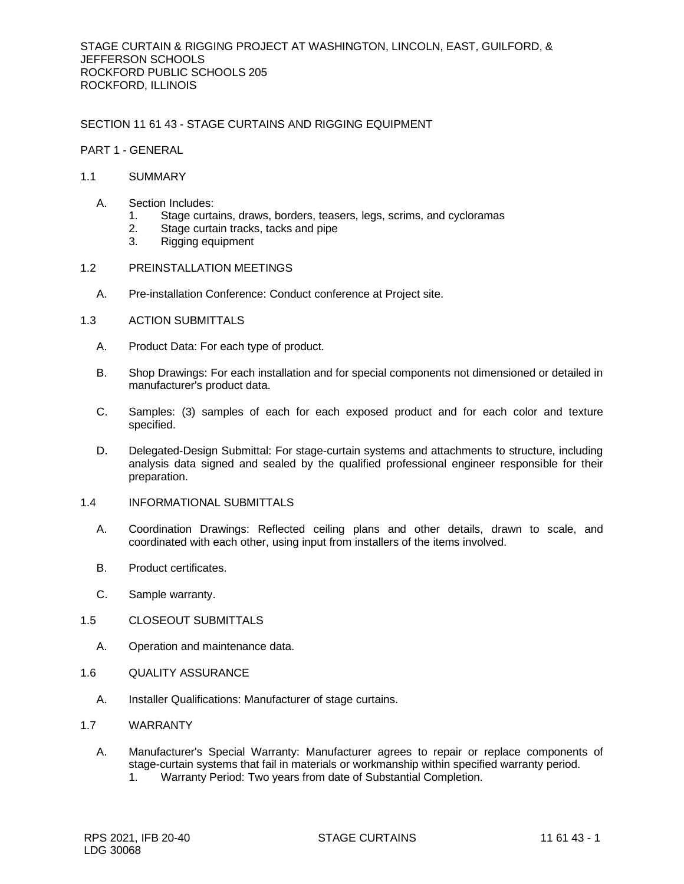SECTION 11 61 43 - STAGE CURTAINS AND RIGGING EQUIPMENT

PART 1 - GENERAL

1.1 SUMMARY

A. Section Includes:
   1. Stage curtains, draws, borders, teasers, legs, scrims, and cycloramas
   2. Stage curtain tracks, tacks and pipe
   3. Rigging equipment

1.2 PREINSTALLATION MEETINGS

A. Pre-installation Conference: Conduct conference at Project site.

1.3 ACTION SUBMITTALS

A. Product Data: For each type of product.

B. Shop Drawings: For each installation and for special components not dimensioned or detailed in manufacturer's product data.

C. Samples: (3) samples of each for each exposed product and for each color and texture specified.

D. Delegated-Design Submittal: For stage-curtain systems and attachments to structure, including analysis data signed and sealed by the qualified professional engineer responsible for their preparation.

1.4 INFORMATIONAL SUBMITTALS

A. Coordination Drawings: Reflected ceiling plans and other details, drawn to scale, and coordinated with each other, using input from installers of the items involved.

B. Product certificates.

C. Sample warranty.

1.5 CLOSEOUT SUBMITTALS

A. Operation and maintenance data.

1.6 QUALITY ASSURANCE

A. Installer Qualifications: Manufacturer of stage curtains.

1.7 WARRANTY

A. Manufacturer's Special Warranty: Manufacturer agrees to repair or replace components of stage-curtain systems that fail in materials or workmanship within specified warranty period.
   1. Warranty Period: Two years from date of Substantial Completion.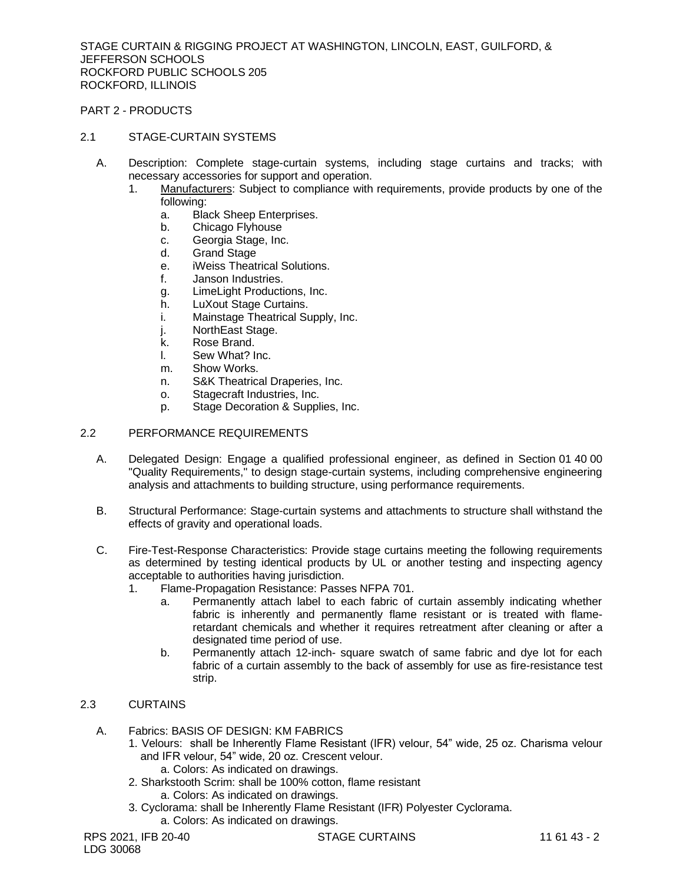## PART 2 - PRODUCTS

### 2.1 STAGE-CURTAIN SYSTEMS

A. Description: Complete stage-curtain systems, including stage curtains and tracks; with necessary accessories for support and operation.

1. Manufacturers: Subject to compliance with requirements, provide products by one of the following:
   a. Black Sheep Enterprises.
   b. Chicago Flyhouse
   c. Georgia Stage, Inc.
   d. Grand Stage
   e. iWeiss Theatrical Solutions.
   f. Janson Industries.
   g. LimeLight Productions, Inc.
   h. LuXout Stage Curtains.
   i. Mainstage Theatrical Supply, Inc.
   j. NorthEast Stage.
   k. Rose Brand.
   l. Sew What? Inc.
   m. Show Works.
   n. S&K Theatrical Draperies, Inc.
   o. Stagecraft Industries, Inc.
   p. Stage Decoration & Supplies, Inc.

### 2.2 PERFORMANCE REQUIREMENTS

A. Delegated Design: Engage a qualified professional engineer, as defined in Section 01 40 00 "Quality Requirements," to design stage-curtain systems, including comprehensive engineering analysis and attachments to building structure, using performance requirements.

B. Structural Performance: Stage-curtain systems and attachments to structure shall withstand the effects of gravity and operational loads.

C. Fire-Test-Response Characteristics: Provide stage curtains meeting the following requirements as determined by testing identical products by UL or another testing and inspecting agency acceptable to authorities having jurisdiction.

1. Flame-Propagation Resistance: Passes NFPA 701.
   a. Permanently attach label to each fabric of curtain assembly indicating whether fabric is inherently and permanently flame resistant or is treated with flame-retardant chemicals and whether it requires retreatment after cleaning or after a designated time period of use.
   b. Permanently attach 12-inch- square swatch of same fabric and dye lot for each fabric of a curtain assembly to the back of assembly for use as fire-resistance test strip.

### 2.3 CURTAINS

A. Fabrics: BASIS OF DESIGN: KM FABRICS

1. Velours: shall be Inherently Flame Resistant (IFR) velour, 54" wide, 25 oz. Charisma velour and IFR velour, 54" wide, 20 oz. Crescent velour.
   a. Colors: As indicated on drawings.
2. Sharkstooth Scrim: shall be 100% cotton, flame resistant
   a. Colors: As indicated on drawings.
3. Cyclorama: shall be Inherently Flame Resistant (IFR) Polyester Cyclorama.
   a. Colors: As indicated on drawings.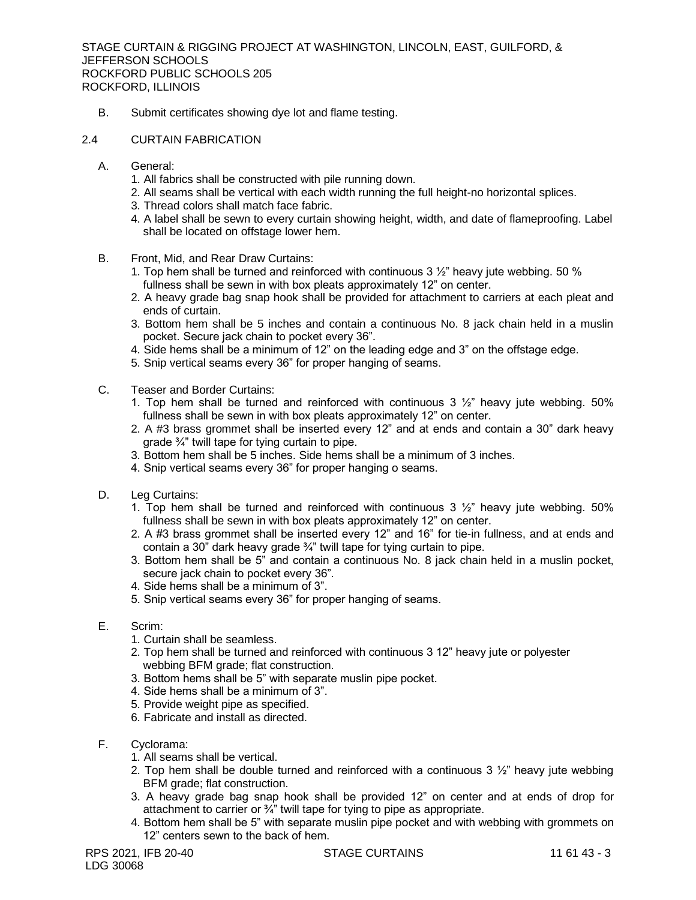B. Submit certificates showing dye lot and flame testing.

## 2.4 CURTAIN FABRICATION

A. General:
1. All fabrics shall be constructed with pile running down.
2. All seams shall be vertical with each width running the full height-no horizontal splices.
3. Thread colors shall match face fabric.
4. A label shall be sewn to every curtain showing height, width, and date of flameproofing. Label shall be located on offstage lower hem.

B. Front, Mid, and Rear Draw Curtains:
1. Top hem shall be turned and reinforced with continuous 3 ½" heavy jute webbing. 50 % fullness shall be sewn in with box pleats approximately 12" on center.
2. A heavy grade bag snap hook shall be provided for attachment to carriers at each pleat and ends of curtain.
3. Bottom hem shall be 5 inches and contain a continuous No. 8 jack chain held in a muslin pocket. Secure jack chain to pocket every 36".
4. Side hems shall be a minimum of 12" on the leading edge and 3" on the offstage edge.
5. Snip vertical seams every 36" for proper hanging of seams.

C. Teaser and Border Curtains:
1. Top hem shall be turned and reinforced with continuous 3 ½" heavy jute webbing. 50% fullness shall be sewn in with box pleats approximately 12" on center.
2. A #3 brass grommet shall be inserted every 12" and at ends and contain a 30" dark heavy grade ¾" twill tape for tying curtain to pipe.
3. Bottom hem shall be 5 inches. Side hems shall be a minimum of 3 inches.
4. Snip vertical seams every 36" for proper hanging o seams.

D. Leg Curtains:
1. Top hem shall be turned and reinforced with continuous 3 ½" heavy jute webbing. 50% fullness shall be sewn in with box pleats approximately 12" on center.
2. A #3 brass grommet shall be inserted every 12" and 16" for tie-in fullness, and at ends and contain a 30" dark heavy grade ¾" twill tape for tying curtain to pipe.
3. Bottom hem shall be 5" and contain a continuous No. 8 jack chain held in a muslin pocket, secure jack chain to pocket every 36".
4. Side hems shall be a minimum of 3".
5. Snip vertical seams every 36" for proper hanging of seams.

E. Scrim:
1. Curtain shall be seamless.
2. Top hem shall be turned and reinforced with continuous 3 12" heavy jute or polyester webbing BFM grade; flat construction.
3. Bottom hems shall be 5" with separate muslin pipe pocket.
4. Side hems shall be a minimum of 3".
5. Provide weight pipe as specified.
6. Fabricate and install as directed.

F. Cyclorama:
1. All seams shall be vertical.
2. Top hem shall be double turned and reinforced with a continuous 3 ½" heavy jute webbing BFM grade; flat construction.
3. A heavy grade bag snap hook shall be provided 12" on center and at ends of drop for attachment to carrier or ¾" twill tape for tying to pipe as appropriate.
4. Bottom hem shall be 5" with separate muslin pipe pocket and with webbing with grommets on 12" centers sewn to the back of hem.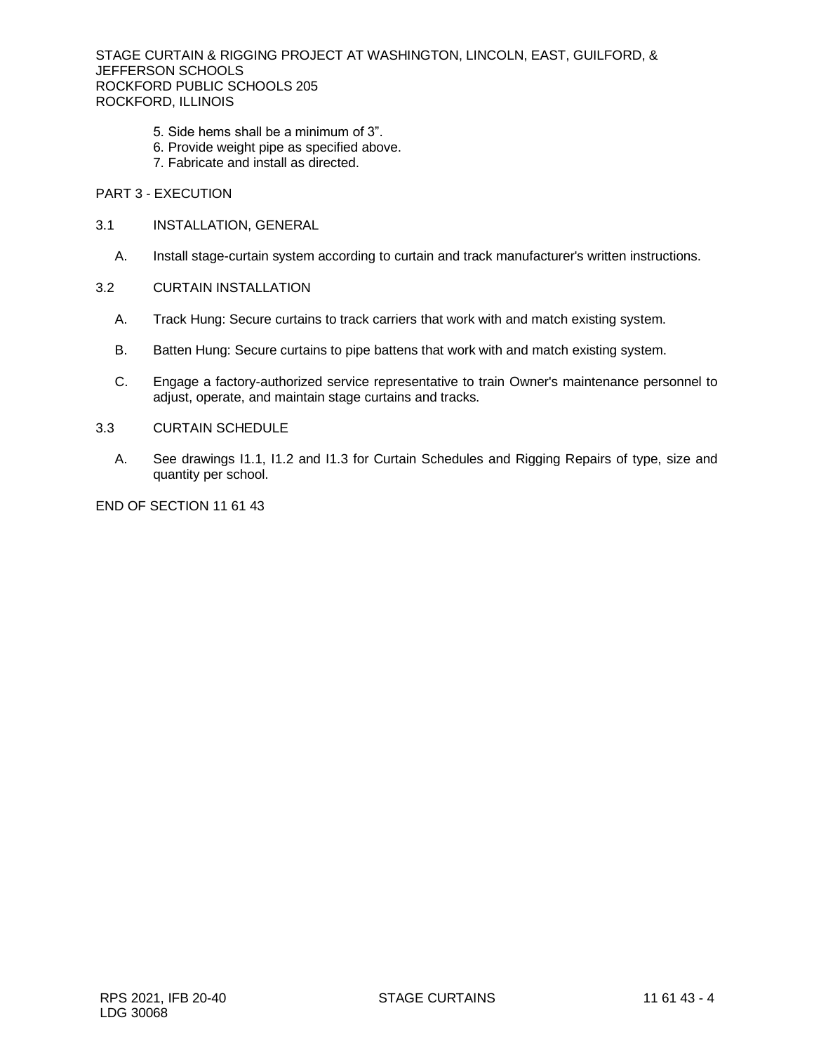5. Side hems shall be a minimum of 3”.
6. Provide weight pipe as specified above.
7. Fabricate and install as directed.

## PART 3 - EXECUTION

### 3.1 INSTALLATION, GENERAL

A. Install stage-curtain system according to curtain and track manufacturer's written instructions.

### 3.2 CURTAIN INSTALLATION

A. Track Hung: Secure curtains to track carriers that work with and match existing system.

B. Batten Hung: Secure curtains to pipe battens that work with and match existing system.

C. Engage a factory-authorized service representative to train Owner's maintenance personnel to adjust, operate, and maintain stage curtains and tracks.

### 3.3 CURTAIN SCHEDULE

A. See drawings I1.1, I1.2 and I1.3 for Curtain Schedules and Rigging Repairs of type, size and quantity per school.

END OF SECTION 11 61 43